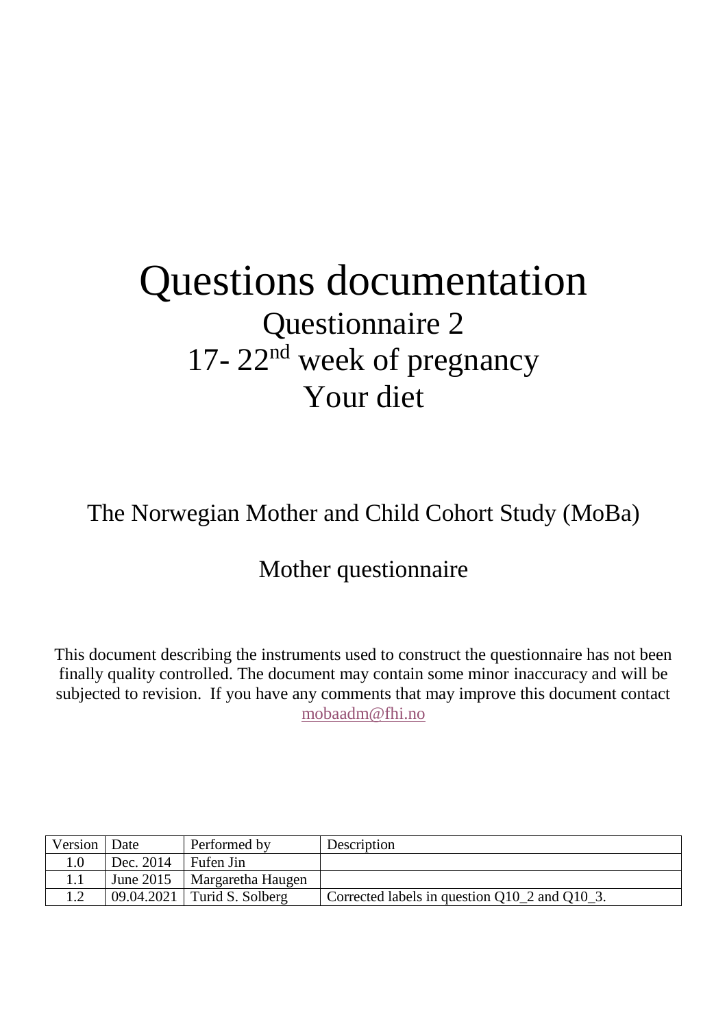# Questions documentation

## Questionnaire 2

## 17- 22nd week of pregnancy

## Your diet

The Norwegian Mother and Child Cohort Study (MoBa)

Mother questionnaire

This document describing the instruments used to construct the questionnaire has not been finally quality controlled. The document may contain some minor inaccuracy and will be subjected to revision. If you have any comments that may improve this document contact mobaadm@fhi.no

| Version | Date | Performed by | Description |
|---|---|---|---|
| 1.0 | Dec. 2014 | Fufen Jin | |
| 1.1 | June 2015 | Margaretha Haugen | |
| 1.2 | 09.04.2021 | Turid S. Solberg | Corrected labels in question Q10_2 and Q10_3. |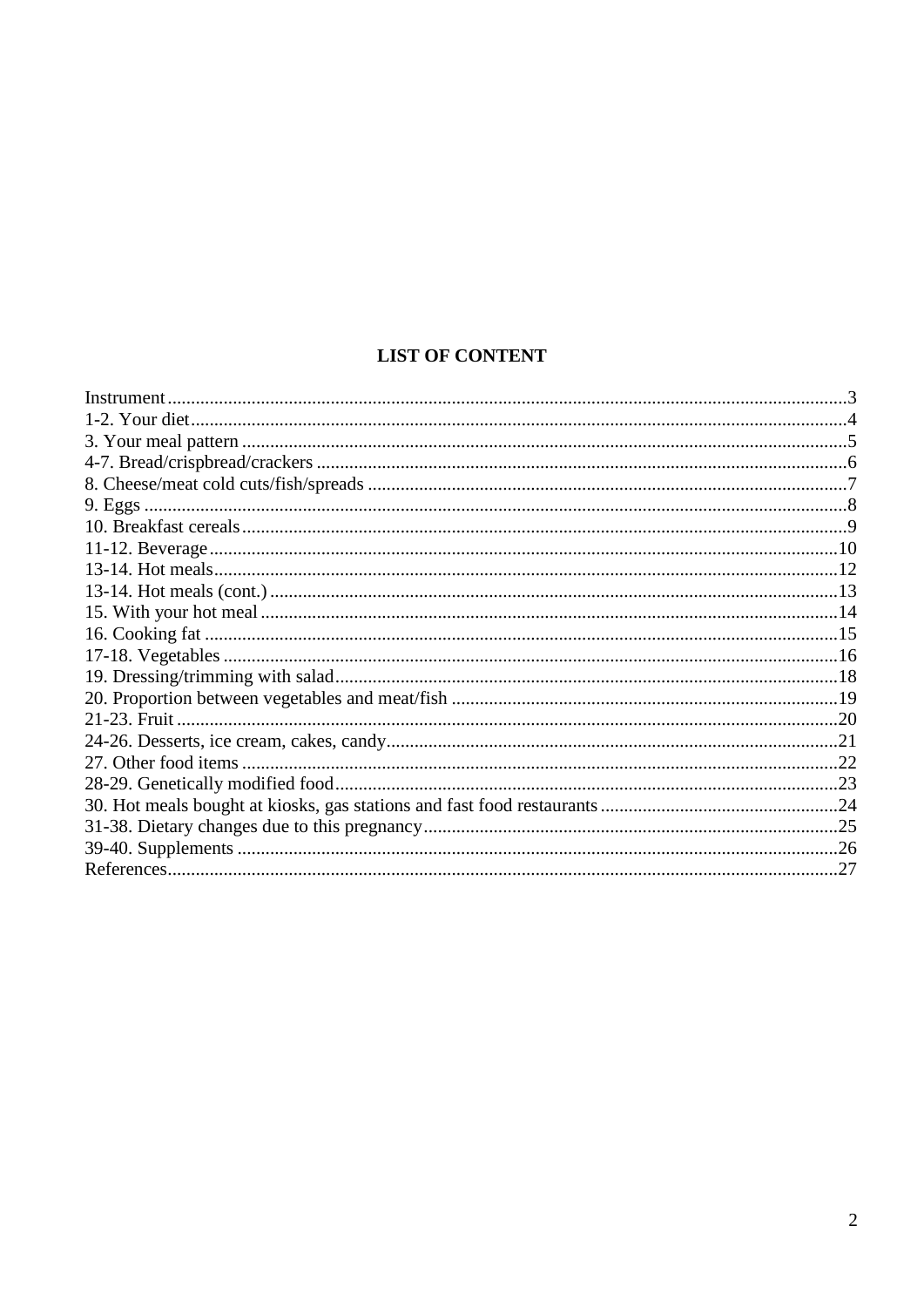## LIST OF CONTENT

| | |
|---|---|
| Instrument | 3 |
| 1-2. Your diet | 4 |
| 3. Your meal pattern | 5 |
| 4-7. Bread/crispbread/crackers | 6 |
| 8. Cheese/meat cold cuts/fish/spreads | 7 |
| 9. Eggs | 8 |
| 10. Breakfast cereals | 9 |
| 11-12. Beverage | 10 |
| 13-14. Hot meals | 12 |
| 13-14. Hot meals (cont.) | 13 |
| 15. With your hot meal | 14 |
| 16. Cooking fat | 15 |
| 17-18. Vegetables | 16 |
| 19. Dressing/trimming with salad | 18 |
| 20. Proportion between vegetables and meat/fish | 19 |
| 21-23. Fruit | 20 |
| 24-26. Desserts, ice cream, cakes, candy | 21 |
| 27. Other food items | 22 |
| 28-29. Genetically modified food | 23 |
| 30. Hot meals bought at kiosks, gas stations and fast food restaurants | 24 |
| 31-38. Dietary changes due to this pregnancy | 25 |
| 39-40. Supplements | 26 |
| References | 27 |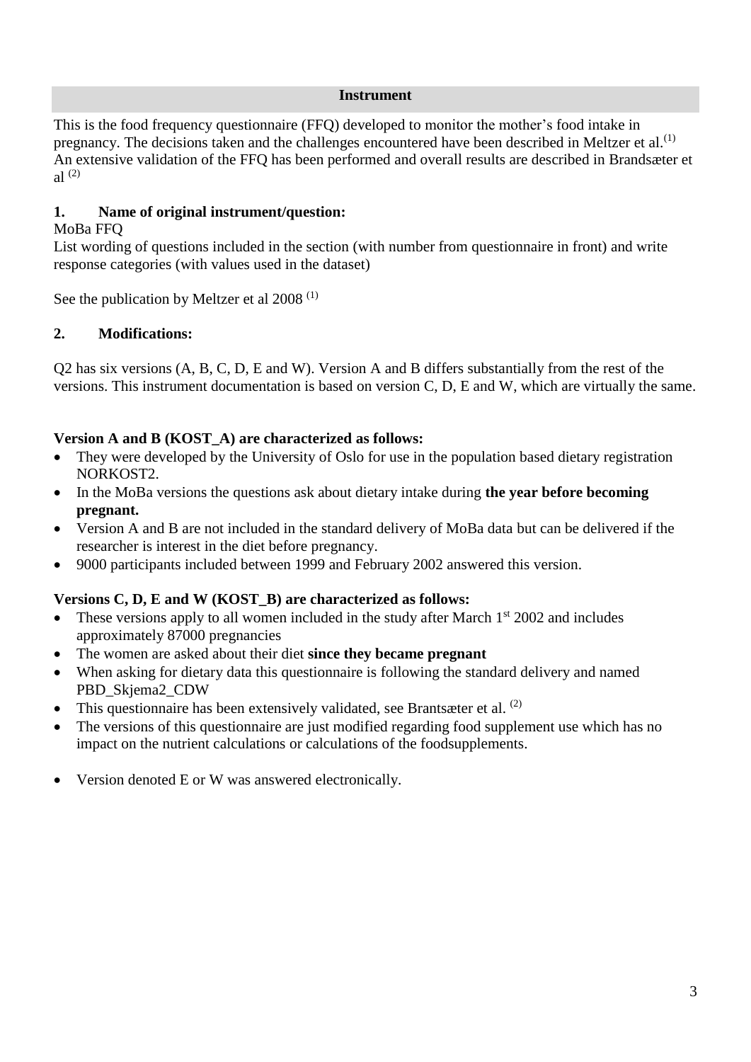## Instrument

This is the food frequency questionnaire (FFQ) developed to monitor the mother's food intake in pregnancy. The decisions taken and the challenges encountered have been described in Meltzer et al.[1] An extensive validation of the FFQ has been performed and overall results are described in Brandsæter et al [2]

### 1. Name of original instrument/question:

MoBa FFQ

List wording of questions included in the section (with number from questionnaire in front) and write response categories (with values used in the dataset)

See the publication by Meltzer et al 2008 [1]

### 2. Modifications:

Q2 has six versions (A, B, C, D, E and W). Version A and B differs substantially from the rest of the versions. This instrument documentation is based on version C, D, E and W, which are virtually the same.

**Version A and B (KOST_A) are characterized as follows:**

- They were developed by the University of Oslo for use in the population based dietary registration NORKOST2.
- In the MoBa versions the questions ask about dietary intake during **the year before becoming pregnant.**
- Version A and B are not included in the standard delivery of MoBa data but can be delivered if the researcher is interest in the diet before pregnancy.
- 9000 participants included between 1999 and February 2002 answered this version.

**Versions C, D, E and W (KOST_B) are characterized as follows:**

- These versions apply to all women included in the study after March 1st 2002 and includes approximately 87000 pregnancies
- The women are asked about their diet **since they became pregnant**
- When asking for dietary data this questionnaire is following the standard delivery and named PBD_Skjema2_CDW
- This questionnaire has been extensively validated, see Brantsæter et al. [2]
- The versions of this questionnaire are just modified regarding food supplement use which has no impact on the nutrient calculations or calculations of the foodsupplements.

- Version denoted E or W was answered electronically.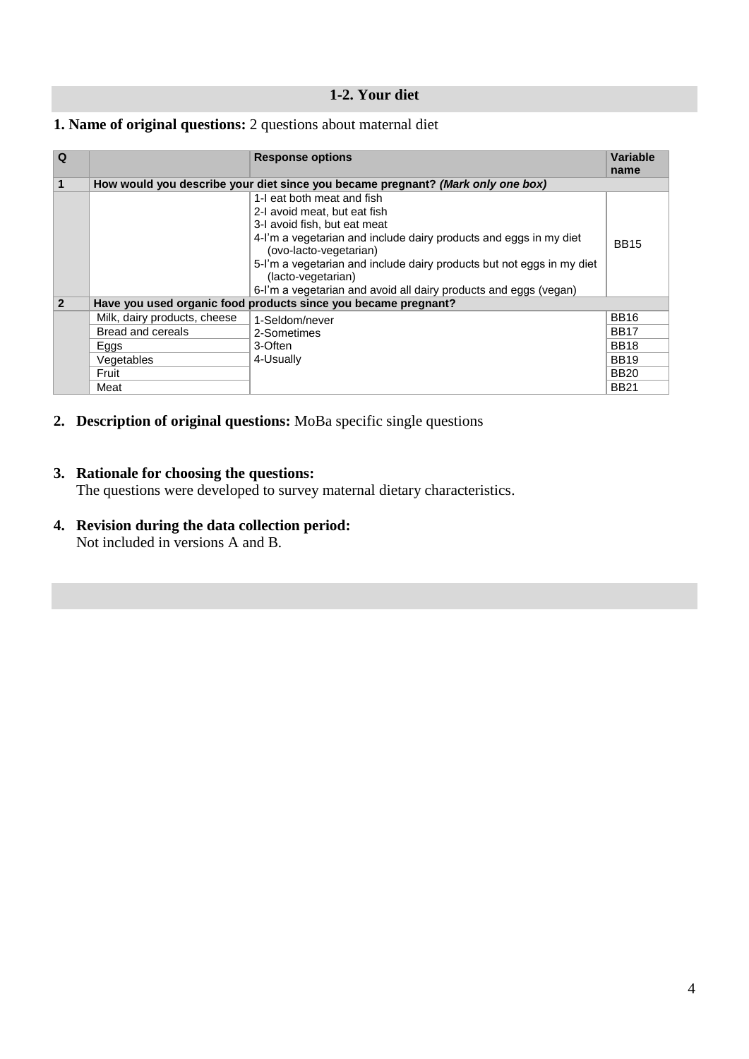## 1-2. Your diet

**1. Name of original questions:** 2 questions about maternal diet

| Q | | Response options | Variable name |
|---|---|---|---|
| **1** | **How would you describe your diet since you became pregnant? *(Mark only one box)*** | | |
| | | 1-I eat both meat and fish<br>2-I avoid meat, but eat fish<br>3-I avoid fish, but eat meat<br>4-I'm a vegetarian and include dairy products and eggs in my diet (ovo-lacto-vegetarian)<br>5-I'm a vegetarian and include dairy products but not eggs in my diet (lacto-vegetarian)<br>6-I'm a vegetarian and avoid all dairy products and eggs (vegan) | BB15 |
| **2** | **Have you used organic food products since you became pregnant?** | | |
| | Milk, dairy products, cheese | 1-Seldom/never<br>2-Sometimes<br>3-Often<br>4-Usually | BB16 |
| | Bread and cereals | | BB17 |
| | Eggs | | BB18 |
| | Vegetables | | BB19 |
| | Fruit | | BB20 |
| | Meat | | BB21 |

2. **Description of original questions:** MoBa specific single questions

3. **Rationale for choosing the questions:**
   The questions were developed to survey maternal dietary characteristics.

4. **Revision during the data collection period:**
   Not included in versions A and B.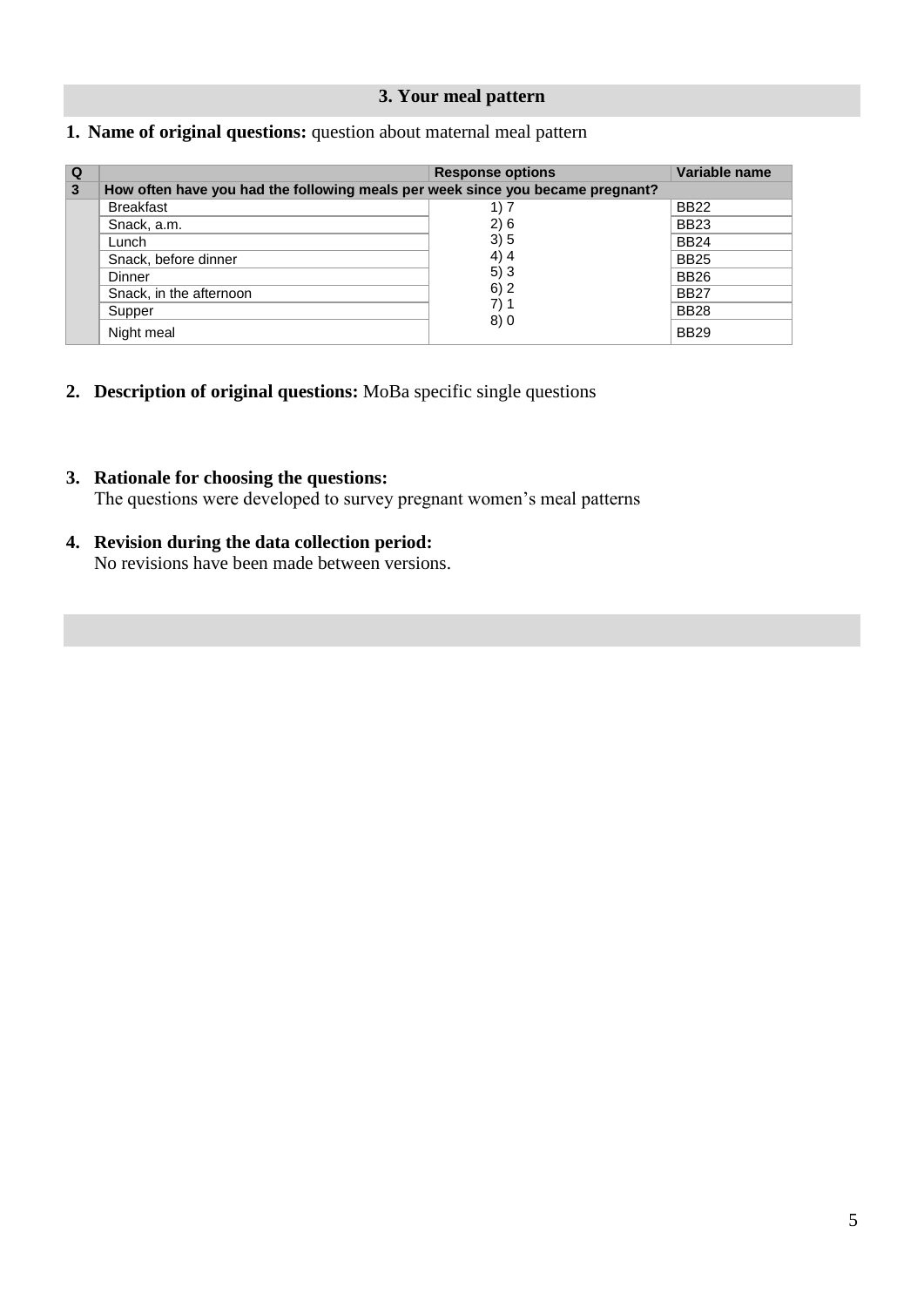## 3. Your meal pattern

**1. Name of original questions:** question about maternal meal pattern

| Q | | Response options | Variable name |
|---|---|---|---|
| **3** | **How often have you had the following meals per week since you became pregnant?** | | |
| | Breakfast | 1) 7<br>2) 6<br>3) 5<br>4) 4<br>5) 3<br>6) 2<br>7) 1<br>8) 0 | BB22 |
| | Snack, a.m. | | BB23 |
| | Lunch | | BB24 |
| | Snack, before dinner | | BB25 |
| | Dinner | | BB26 |
| | Snack, in the afternoon | | BB27 |
| | Supper | | BB28 |
| | Night meal | | BB29 |

**2. Description of original questions:** MoBa specific single questions

**3. Rationale for choosing the questions:**
The questions were developed to survey pregnant women's meal patterns

**4. Revision during the data collection period:**
No revisions have been made between versions.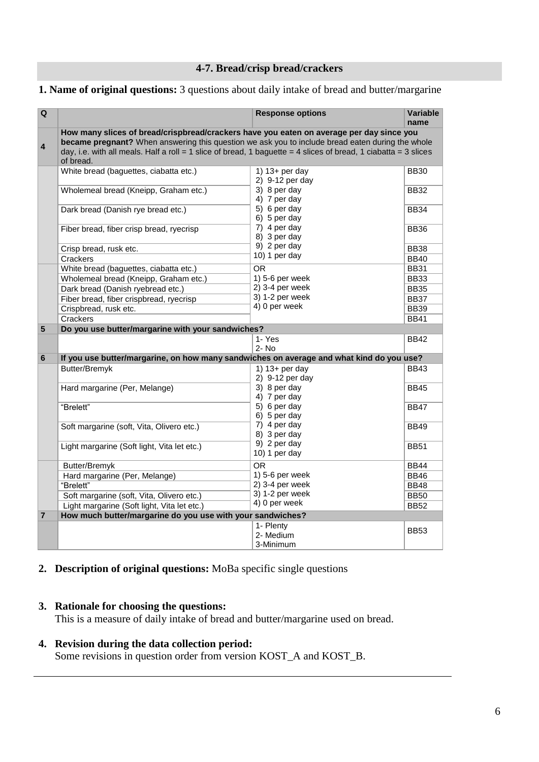## 4-7. Bread/crisp bread/crackers

**1. Name of original questions:** 3 questions about daily intake of bread and butter/margarine

| Q | | Response options | Variable name |
|---|---|---|---|
| 4 | **How many slices of bread/crispbread/crackers have you eaten on average per day since you became pregnant?** When answering this question we ask you to include bread eaten during the whole day, i.e. with all meals. Half a roll = 1 slice of bread, 1 baguette = 4 slices of bread, 1 ciabatta = 3 slices of bread. | | |
| | White bread (baguettes, ciabatta etc.) | 1) 13+ per day<br>2) 9-12 per day<br>3) 8 per day<br>4) 7 per day<br>5) 6 per day<br>6) 5 per day<br>7) 4 per day<br>8) 3 per day<br>9) 2 per day<br>10) 1 per day | BB30 |
| | Wholemeal bread (Kneipp, Graham etc.) | | BB32 |
| | Dark bread (Danish rye bread etc.) | | BB34 |
| | Fiber bread, fiber crisp bread, ryecrisp | | BB36 |
| | Crisp bread, rusk etc. | | BB38 |
| | Crackers | | BB40 |
| | White bread (baguettes, ciabatta etc.) | OR<br>1) 5-6 per week<br>2) 3-4 per week<br>3) 1-2 per week<br>4) 0 per week | BB31 |
| | Wholemeal bread (Kneipp, Graham etc.) | | BB33 |
| | Dark bread (Danish ryebread etc.) | | BB35 |
| | Fiber bread, fiber crispbread, ryecrisp | | BB37 |
| | Crispbread, rusk etc. | | BB39 |
| | Crackers | | BB41 |
| 5 | **Do you use butter/margarine with your sandwiches?** | | |
| | | 1- Yes<br>2- No | BB42 |
| 6 | **If you use butter/margarine, on how many sandwiches on average and what kind do you use?** | | |
| | Butter/Bremyk | 1) 13+ per day<br>2) 9-12 per day<br>3) 8 per day<br>4) 7 per day<br>5) 6 per day<br>6) 5 per day<br>7) 4 per day<br>8) 3 per day<br>9) 2 per day<br>10) 1 per day | BB43 |
| | Hard margarine (Per, Melange) | | BB45 |
| | "Brelett" | | BB47 |
| | Soft margarine (soft, Vita, Olivero etc.) | | BB49 |
| | Light margarine (Soft light, Vita let etc.) | | BB51 |
| | Butter/Bremyk | OR<br>1) 5-6 per week<br>2) 3-4 per week<br>3) 1-2 per week<br>4) 0 per week | BB44 |
| | Hard margarine (Per, Melange) | | BB46 |
| | "Brelett" | | BB48 |
| | Soft margarine (soft, Vita, Olivero etc.) | | BB50 |
| | Light margarine (Soft light, Vita let etc.) | | BB52 |
| 7 | **How much butter/margarine do you use with your sandwiches?** | | |
| | | 1- Plenty<br>2- Medium<br>3-Minimum | BB53 |

2. **Description of original questions:** MoBa specific single questions

3. **Rationale for choosing the questions:**
   This is a measure of daily intake of bread and butter/margarine used on bread.

4. **Revision during the data collection period:**
   Some revisions in question order from version KOST_A and KOST_B.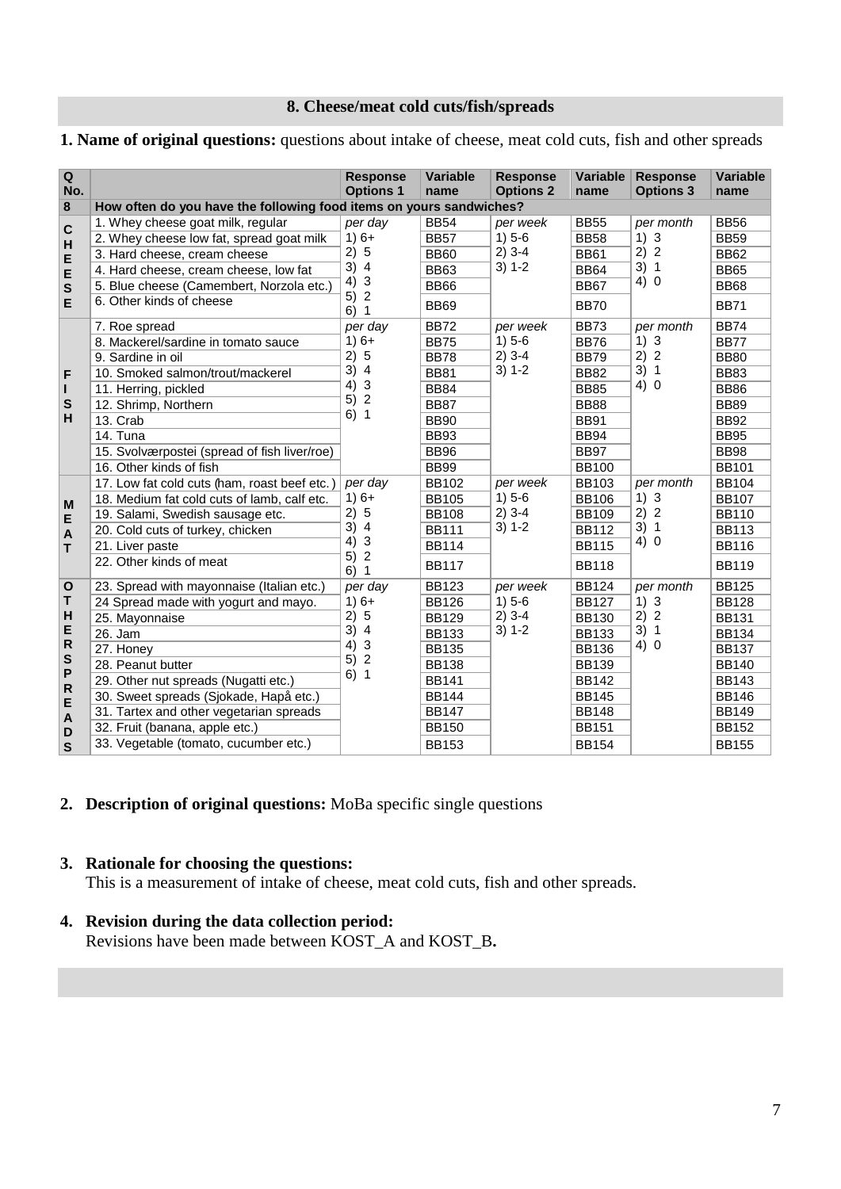## 8. Cheese/meat cold cuts/fish/spreads

**1. Name of original questions:** questions about intake of cheese, meat cold cuts, fish and other spreads

| Q No. | | Response Options 1 | Variable name | Response Options 2 | Variable name | Response Options 3 | Variable name |
|---|---|---|---|---|---|---|---|
| 8 | How often do you have the following food items on yours sandwiches? | | | | | | |
| CHEESE | 1. Whey cheese goat milk, regular | *per day* | BB54 | *per week* | BB55 | *per month* | BB56 |
| | 2. Whey cheese low fat, spread goat milk | 1) 6+ | BB57 | 1) 5-6 | BB58 | 1) 3 | BB59 |
| | 3. Hard cheese, cream cheese | 2) 5 | BB60 | 2) 3-4 | BB61 | 2) 2 | BB62 |
| | 4. Hard cheese, cream cheese, low fat | 3) 4 | BB63 | 3) 1-2 | BB64 | 3) 1 | BB65 |
| | 5. Blue cheese (Camembert, Norzola etc.) | 4) 3 | BB66 | | BB67 | 4) 0 | BB68 |
| | 6. Other kinds of cheese | 5) 2<br>6) 1 | BB69 | | BB70 | | BB71 |
| FISH | 7. Roe spread | *per day* | BB72 | *per week* | BB73 | *per month* | BB74 |
| | 8. Mackerel/sardine in tomato sauce | 1) 6+ | BB75 | 1) 5-6 | BB76 | 1) 3 | BB77 |
| | 9. Sardine in oil | 2) 5 | BB78 | 2) 3-4 | BB79 | 2) 2 | BB80 |
| | 10. Smoked salmon/trout/mackerel | 3) 4 | BB81 | 3) 1-2 | BB82 | 3) 1 | BB83 |
| | 11. Herring, pickled | 4) 3 | BB84 | | BB85 | 4) 0 | BB86 |
| | 12. Shrimp, Northern | 5) 2 | BB87 | | BB88 | | BB89 |
| | 13. Crab | 6) 1 | BB90 | | BB91 | | BB92 |
| | 14. Tuna | | BB93 | | BB94 | | BB95 |
| | 15. Svolværpostei (spread of fish liver/roe) | | BB96 | | BB97 | | BB98 |
| | 16. Other kinds of fish | | BB99 | | BB100 | | BB101 |
| MEAT | 17. Low fat cold cuts (ham, roast beef etc.) | *per day* | BB102 | *per week* | BB103 | *per month* | BB104 |
| | 18. Medium fat cold cuts of lamb, calf etc. | 1) 6+ | BB105 | 1) 5-6 | BB106 | 1) 3 | BB107 |
| | 19. Salami, Swedish sausage etc. | 2) 5 | BB108 | 2) 3-4 | BB109 | 2) 2 | BB110 |
| | 20. Cold cuts of turkey, chicken | 3) 4 | BB111 | 3) 1-2 | BB112 | 3) 1 | BB113 |
| | 21. Liver paste | 4) 3 | BB114 | | BB115 | 4) 0 | BB116 |
| | 22. Other kinds of meat | 5) 2<br>6) 1 | BB117 | | BB118 | | BB119 |
| OTHER SPREADS | 23. Spread with mayonnaise (Italian etc.) | *per day* | BB123 | *per week* | BB124 | *per month* | BB125 |
| | 24 Spread made with yogurt and mayo. | 1) 6+ | BB126 | 1) 5-6 | BB127 | 1) 3 | BB128 |
| | 25. Mayonnaise | 2) 5 | BB129 | 2) 3-4 | BB130 | 2) 2 | BB131 |
| | 26. Jam | 3) 4 | BB133 | 3) 1-2 | BB133 | 3) 1 | BB134 |
| | 27. Honey | 4) 3 | BB135 | | BB136 | 4) 0 | BB137 |
| | 28. Peanut butter | 5) 2 | BB138 | | BB139 | | BB140 |
| | 29. Other nut spreads (Nugatti etc.) | 6) 1 | BB141 | | BB142 | | BB143 |
| | 30. Sweet spreads (Sjokade, Hapå etc.) | | BB144 | | BB145 | | BB146 |
| | 31. Tartex and other vegetarian spreads | | BB147 | | BB148 | | BB149 |
| | 32. Fruit (banana, apple etc.) | | BB150 | | BB151 | | BB152 |
| | 33. Vegetable (tomato, cucumber etc.) | | BB153 | | BB154 | | BB155 |

2. **Description of original questions:** MoBa specific single questions

3. **Rationale for choosing the questions:**
   This is a measurement of intake of cheese, meat cold cuts, fish and other spreads.

4. **Revision during the data collection period:**
   Revisions have been made between KOST_A and KOST_B**.**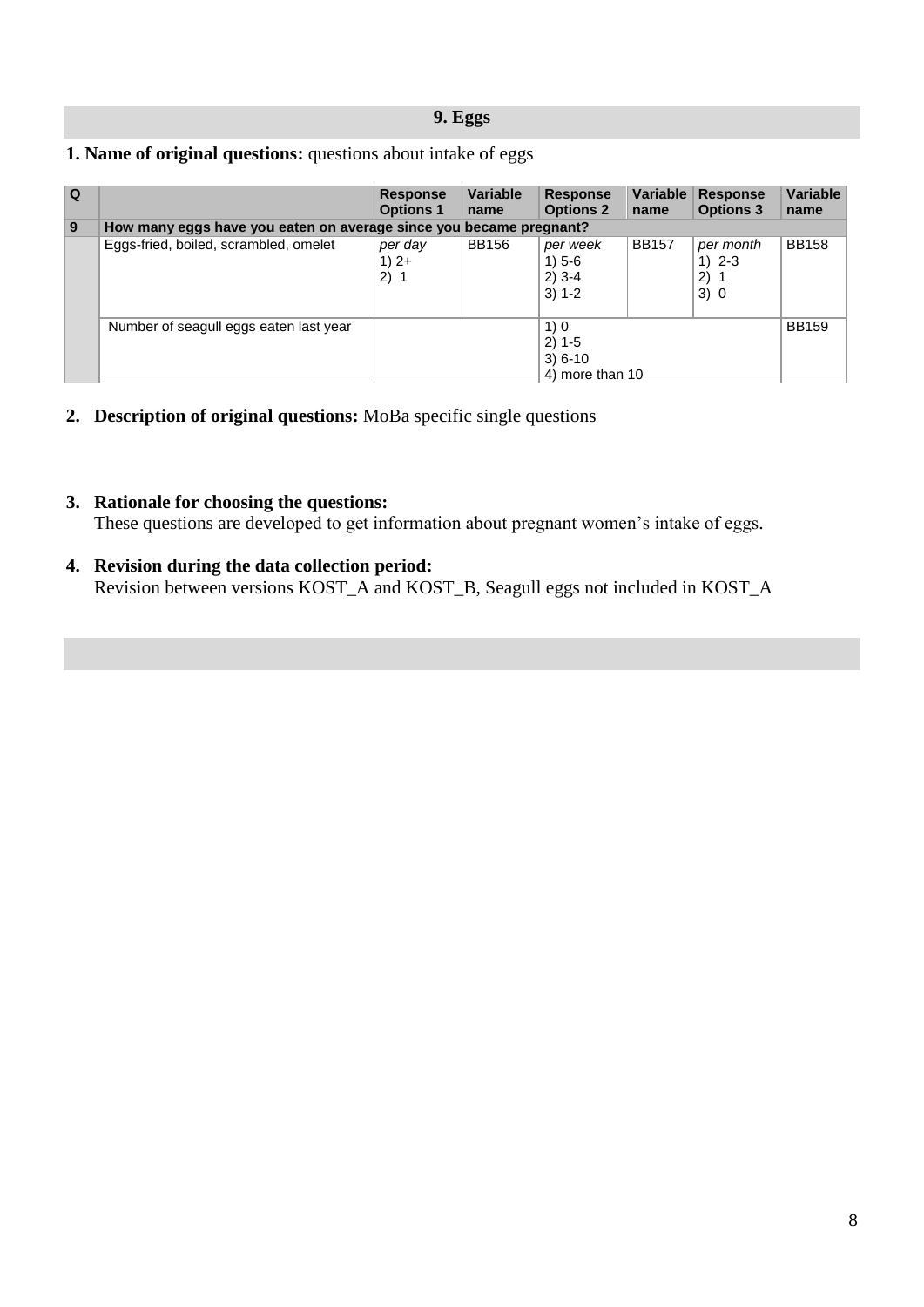## 9. Eggs

**1. Name of original questions:** questions about intake of eggs

| Q | | Response Options 1 | Variable name | Response Options 2 | Variable name | Response Options 3 | Variable name |
|---|---|---|---|---|---|---|---|
| 9 | **How many eggs have you eaten on average since you became pregnant?** | | | | | | |
| | Eggs-fried, boiled, scrambled, omelet | *per day* 1) 2+ 2) 1 | BB156 | *per week* 1) 5-6 2) 3-4 3) 1-2 | BB157 | *per month* 1) 2-3 2) 1 3) 0 | BB158 |
| | Number of seagull eggs eaten last year | | | 1) 0 2) 1-5 3) 6-10 4) more than 10 | | | BB159 |

2. **Description of original questions:** MoBa specific single questions

3. **Rationale for choosing the questions:**
   These questions are developed to get information about pregnant women's intake of eggs.

4. **Revision during the data collection period:**
   Revision between versions KOST_A and KOST_B, Seagull eggs not included in KOST_A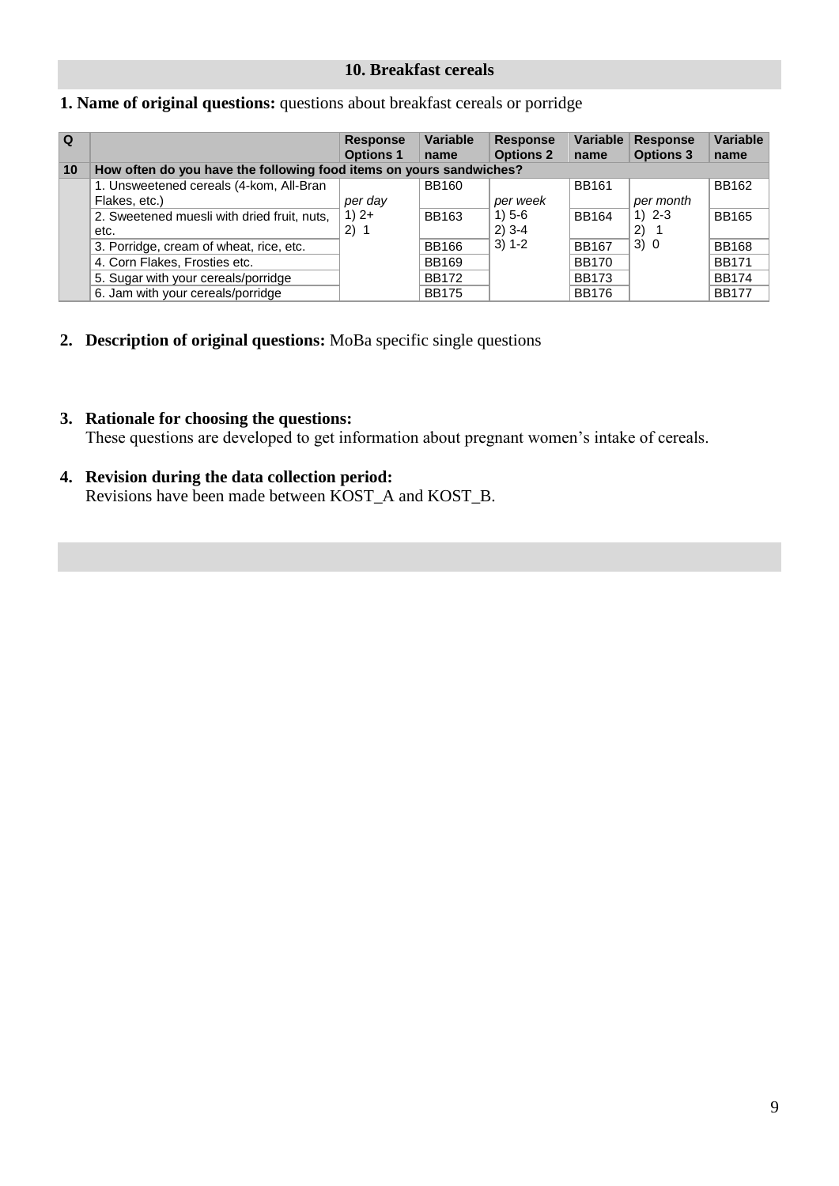## 10. Breakfast cereals

**1. Name of original questions:** questions about breakfast cereals or porridge

| Q | | Response Options 1 | Variable name | Response Options 2 | Variable name | Response Options 3 | Variable name |
|---|---|---|---|---|---|---|---|
| 10 | How often do you have the following food items on yours sandwiches? | | | | | | |
| | 1. Unsweetened cereals (4-kom, All-Bran Flakes, etc.) | *per day*<br>1) 2+<br>2) 1 | BB160 | *per week*<br>1) 5-6<br>2) 3-4<br>3) 1-2 | BB161 | *per month*<br>1) 2-3<br>2) 1<br>3) 0 | BB162 |
| | 2. Sweetened muesli with dried fruit, nuts, etc. | | BB163 | | BB164 | | BB165 |
| | 3. Porridge, cream of wheat, rice, etc. | | BB166 | | BB167 | | BB168 |
| | 4. Corn Flakes, Frosties etc. | | BB169 | | BB170 | | BB171 |
| | 5. Sugar with your cereals/porridge | | BB172 | | BB173 | | BB174 |
| | 6. Jam with your cereals/porridge | | BB175 | | BB176 | | BB177 |

2. **Description of original questions:** MoBa specific single questions

3. **Rationale for choosing the questions:**
   These questions are developed to get information about pregnant women's intake of cereals.

4. **Revision during the data collection period:**
   Revisions have been made between KOST_A and KOST_B.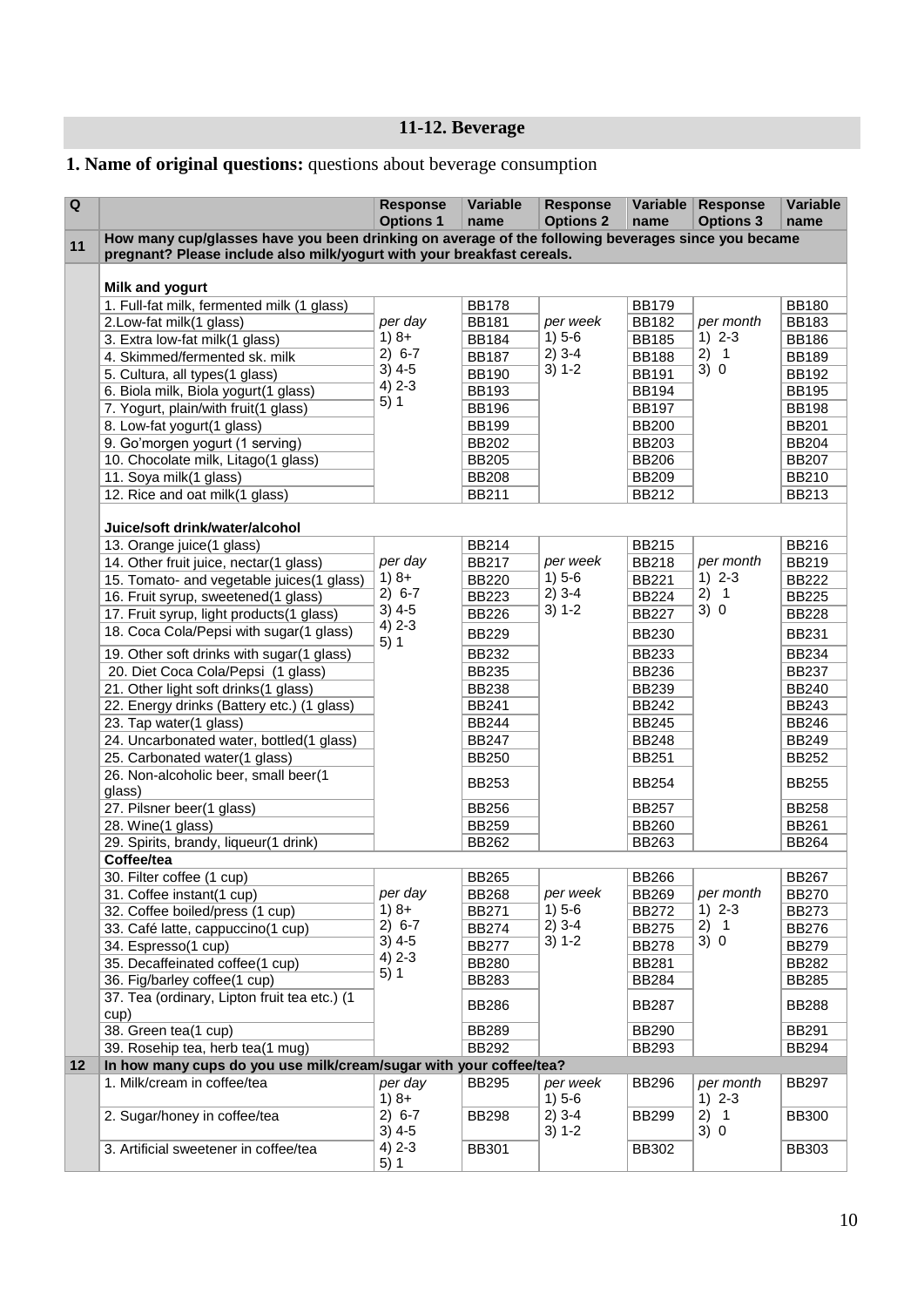## 11-12. Beverage

**1. Name of original questions:** questions about beverage consumption

| Q | | Response Options 1 | Variable name | Response Options 2 | Variable name | Response Options 3 | Variable name |
|---|---|---|---|---|---|---|---|
| 11 | **How many cup/glasses have you been drinking on average of the following beverages since you became pregnant? Please include also milk/yogurt with your breakfast cereals.** | | | | | | |
| | **Milk and yogurt** | | | | | | |
| | 1. Full-fat milk, fermented milk (1 glass) | *per day* 1) 8+ 2) 6-7 3) 4-5 4) 2-3 5) 1 | BB178 | *per week* 1) 5-6 2) 3-4 3) 1-2 | BB179 | *per month* 1) 2-3 2) 1 3) 0 | BB180 |
| | 2.Low-fat milk(1 glass) | | BB181 | | BB182 | | BB183 |
| | 3. Extra low-fat milk(1 glass) | | BB184 | | BB185 | | BB186 |
| | 4. Skimmed/fermented sk. milk | | BB187 | | BB188 | | BB189 |
| | 5. Cultura, all types(1 glass) | | BB190 | | BB191 | | BB192 |
| | 6. Biola milk, Biola yogurt(1 glass) | | BB193 | | BB194 | | BB195 |
| | 7. Yogurt, plain/with fruit(1 glass) | | BB196 | | BB197 | | BB198 |
| | 8. Low-fat yogurt(1 glass) | | BB199 | | BB200 | | BB201 |
| | 9. Go'morgen yogurt (1 serving) | | BB202 | | BB203 | | BB204 |
| | 10. Chocolate milk, Litago(1 glass) | | BB205 | | BB206 | | BB207 |
| | 11. Soya milk(1 glass) | | BB208 | | BB209 | | BB210 |
| | 12. Rice and oat milk(1 glass) | | BB211 | | BB212 | | BB213 |
| | **Juice/soft drink/water/alcohol** | | | | | | |
| | 13. Orange juice(1 glass) | *per day* 1) 8+ 2) 6-7 3) 4-5 4) 2-3 5) 1 | BB214 | *per week* 1) 5-6 2) 3-4 3) 1-2 | BB215 | *per month* 1) 2-3 2) 1 3) 0 | BB216 |
| | 14. Other fruit juice, nectar(1 glass) | | BB217 | | BB218 | | BB219 |
| | 15. Tomato- and vegetable juices(1 glass) | | BB220 | | BB221 | | BB222 |
| | 16. Fruit syrup, sweetened(1 glass) | | BB223 | | BB224 | | BB225 |
| | 17. Fruit syrup, light products(1 glass) | | BB226 | | BB227 | | BB228 |
| | 18. Coca Cola/Pepsi with sugar(1 glass) | | BB229 | | BB230 | | BB231 |
| | 19. Other soft drinks with sugar(1 glass) | | BB232 | | BB233 | | BB234 |
| | 20. Diet Coca Cola/Pepsi (1 glass) | | BB235 | | BB236 | | BB237 |
| | 21. Other light soft drinks(1 glass) | | BB238 | | BB239 | | BB240 |
| | 22. Energy drinks (Battery etc.) (1 glass) | | BB241 | | BB242 | | BB243 |
| | 23. Tap water(1 glass) | | BB244 | | BB245 | | BB246 |
| | 24. Uncarbonated water, bottled(1 glass) | | BB247 | | BB248 | | BB249 |
| | 25. Carbonated water(1 glass) | | BB250 | | BB251 | | BB252 |
| | 26. Non-alcoholic beer, small beer(1 glass) | | BB253 | | BB254 | | BB255 |
| | 27. Pilsner beer(1 glass) | | BB256 | | BB257 | | BB258 |
| | 28. Wine(1 glass) | | BB259 | | BB260 | | BB261 |
| | 29. Spirits, brandy, liqueur(1 drink) | | BB262 | | BB263 | | BB264 |
| | **Coffee/tea** | | | | | | |
| | 30. Filter coffee (1 cup) | *per day* 1) 8+ 2) 6-7 3) 4-5 4) 2-3 5) 1 | BB265 | *per week* 1) 5-6 2) 3-4 3) 1-2 | BB266 | *per month* 1) 2-3 2) 1 3) 0 | BB267 |
| | 31. Coffee instant(1 cup) | | BB268 | | BB269 | | BB270 |
| | 32. Coffee boiled/press (1 cup) | | BB271 | | BB272 | | BB273 |
| | 33. Café latte, cappuccino(1 cup) | | BB274 | | BB275 | | BB276 |
| | 34. Espresso(1 cup) | | BB277 | | BB278 | | BB279 |
| | 35. Decaffeinated coffee(1 cup) | | BB280 | | BB281 | | BB282 |
| | 36. Fig/barley coffee(1 cup) | | BB283 | | BB284 | | BB285 |
| | 37. Tea (ordinary, Lipton fruit tea etc.) (1 cup) | | BB286 | | BB287 | | BB288 |
| | 38. Green tea(1 cup) | | BB289 | | BB290 | | BB291 |
| | 39. Rosehip tea, herb tea(1 mug) | | BB292 | | BB293 | | BB294 |
| 12 | **In how many cups do you use milk/cream/sugar with your coffee/tea?** | | | | | | |
| | 1. Milk/cream in coffee/tea | *per day* 1) 8+ 2) 6-7 3) 4-5 4) 2-3 5) 1 | BB295 | *per week* 1) 5-6 2) 3-4 3) 1-2 | BB296 | *per month* 1) 2-3 2) 1 3) 0 | BB297 |
| | 2. Sugar/honey in coffee/tea | | BB298 | | BB299 | | BB300 |
| | 3. Artificial sweetener in coffee/tea | | BB301 | | BB302 | | BB303 |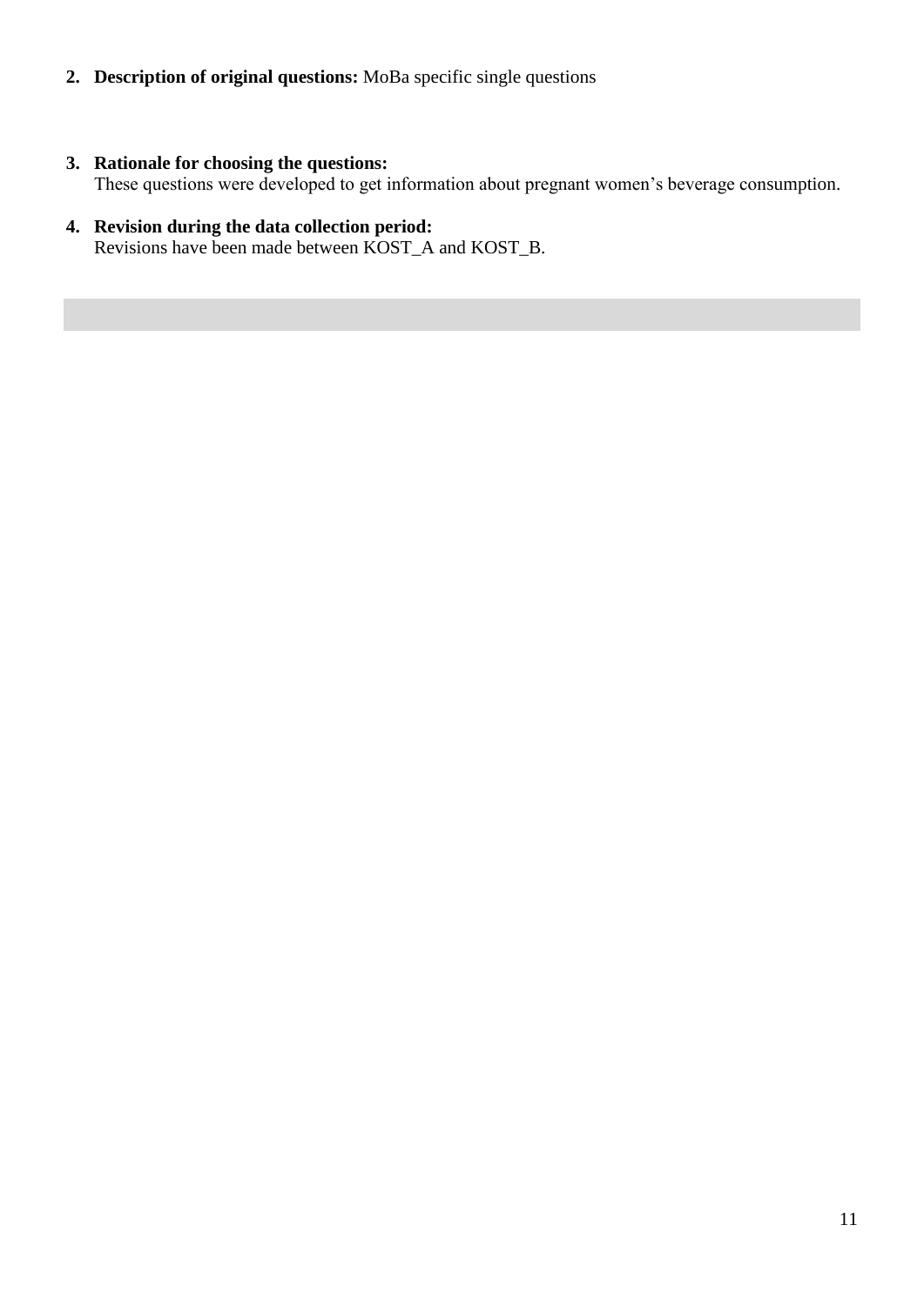2. **Description of original questions:** MoBa specific single questions

3. **Rationale for choosing the questions:**
   These questions were developed to get information about pregnant women's beverage consumption.

4. **Revision during the data collection period:**
   Revisions have been made between KOST_A and KOST_B.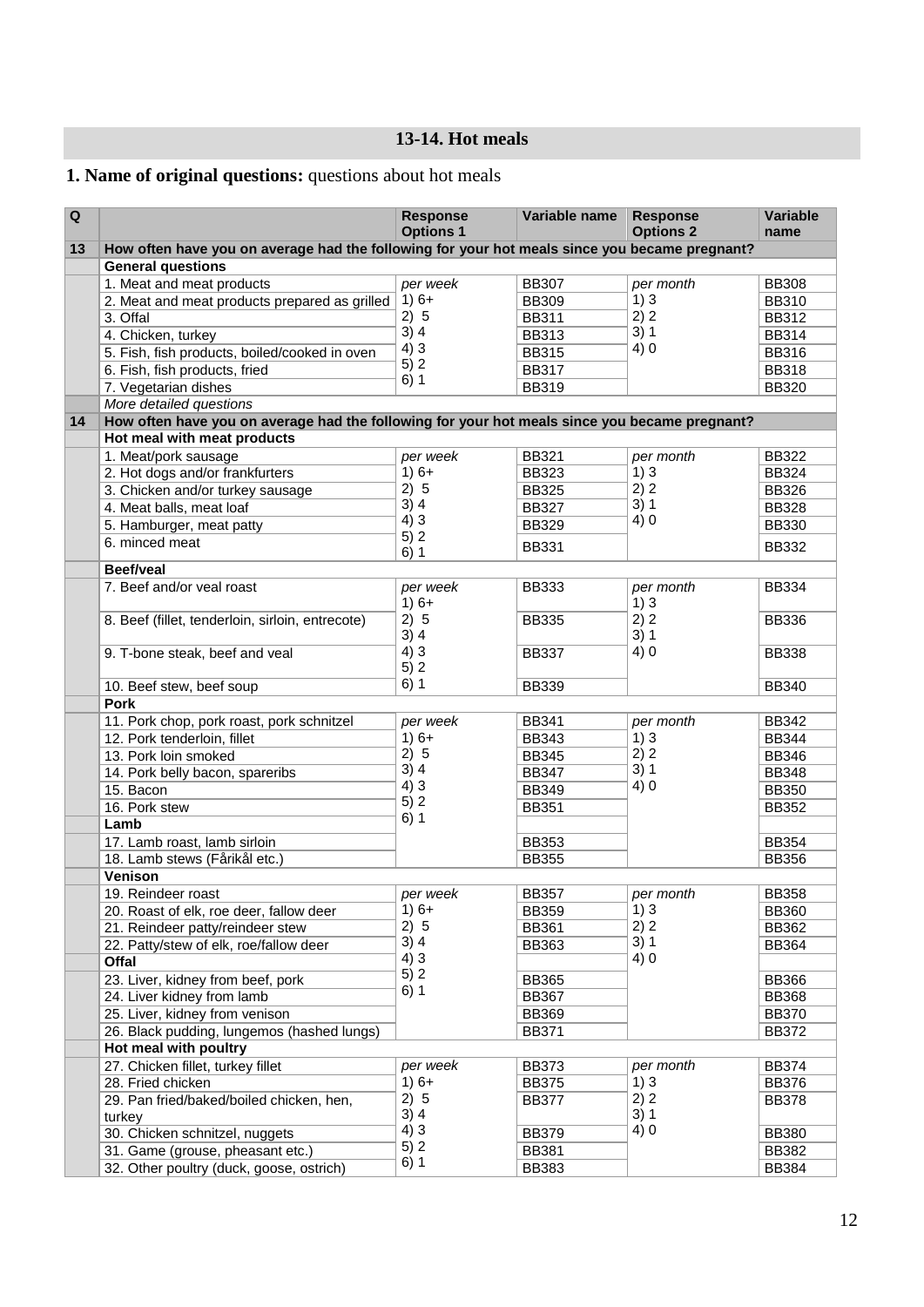## 13-14. Hot meals

**1. Name of original questions:** questions about hot meals

| Q | | Response Options 1 | Variable name | Response Options 2 | Variable name |
|---|---|---|---|---|---|
| 13 | **How often have you on average had the following for your hot meals since you became pregnant?** | | | | |
| | **General questions** | | | | |
| | 1. Meat and meat products | *per week*<br>1) 6+<br>2) 5<br>3) 4<br>4) 3<br>5) 2<br>6) 1 | BB307 | *per month*<br>1) 3<br>2) 2<br>3) 1<br>4) 0 | BB308 |
| | 2. Meat and meat products prepared as grilled | | BB309 | | BB310 |
| | 3. Offal | | BB311 | | BB312 |
| | 4. Chicken, turkey | | BB313 | | BB314 |
| | 5. Fish, fish products, boiled/cooked in oven | | BB315 | | BB316 |
| | 6. Fish, fish products, fried | | BB317 | | BB318 |
| | 7. Vegetarian dishes | | BB319 | | BB320 |
| | *More detailed questions* | | | | |
| 14 | **How often have you on average had the following for your hot meals since you became pregnant?** | | | | |
| | **Hot meal with meat products** | | | | |
| | 1. Meat/pork sausage | *per week*<br>1) 6+<br>2) 5<br>3) 4<br>4) 3<br>5) 2<br>6) 1 | BB321 | *per month*<br>1) 3<br>2) 2<br>3) 1<br>4) 0 | BB322 |
| | 2. Hot dogs and/or frankfurters | | BB323 | | BB324 |
| | 3. Chicken and/or turkey sausage | | BB325 | | BB326 |
| | 4. Meat balls, meat loaf | | BB327 | | BB328 |
| | 5. Hamburger, meat patty | | BB329 | | BB330 |
| | 6. minced meat | | BB331 | | BB332 |
| | **Beef/veal** | | | | |
| | 7. Beef and/or veal roast | *per week*<br>1) 6+<br>2) 5<br>3) 4<br>4) 3<br>5) 2<br>6) 1 | BB333 | *per month*<br>1) 3<br>2) 2<br>3) 1<br>4) 0 | BB334 |
| | 8. Beef (fillet, tenderloin, sirloin, entrecote) | | BB335 | | BB336 |
| | 9. T-bone steak, beef and veal | | BB337 | | BB338 |
| | 10. Beef stew, beef soup | | BB339 | | BB340 |
| | **Pork** | | | | |
| | 11. Pork chop, pork roast, pork schnitzel | *per week*<br>1) 6+<br>2) 5<br>3) 4<br>4) 3<br>5) 2<br>6) 1 | BB341 | *per month*<br>1) 3<br>2) 2<br>3) 1<br>4) 0 | BB342 |
| | 12. Pork tenderloin, fillet | | BB343 | | BB344 |
| | 13. Pork loin smoked | | BB345 | | BB346 |
| | 14. Pork belly bacon, spareribs | | BB347 | | BB348 |
| | 15. Bacon | | BB349 | | BB350 |
| | 16. Pork stew | | BB351 | | BB352 |
| | **Lamb** | | | | |
| | 17. Lamb roast, lamb sirloin | | BB353 | | BB354 |
| | 18. Lamb stews (Fårikål etc.) | | BB355 | | BB356 |
| | **Venison** | | | | |
| | 19. Reindeer roast | *per week*<br>1) 6+<br>2) 5<br>3) 4<br>4) 3<br>5) 2<br>6) 1 | BB357 | *per month*<br>1) 3<br>2) 2<br>3) 1<br>4) 0 | BB358 |
| | 20. Roast of elk, roe deer, fallow deer | | BB359 | | BB360 |
| | 21. Reindeer patty/reindeer stew | | BB361 | | BB362 |
| | 22. Patty/stew of elk, roe/fallow deer | | BB363 | | BB364 |
| | **Offal** | | | | |
| | 23. Liver, kidney from beef, pork | | BB365 | | BB366 |
| | 24. Liver kidney from lamb | | BB367 | | BB368 |
| | 25. Liver, kidney from venison | | BB369 | | BB370 |
| | 26. Black pudding, lungemos (hashed lungs) | | BB371 | | BB372 |
| | **Hot meal with poultry** | | | | |
| | 27. Chicken fillet, turkey fillet | *per week*<br>1) 6+<br>2) 5<br>3) 4<br>4) 3<br>5) 2<br>6) 1 | BB373 | *per month*<br>1) 3<br>2) 2<br>3) 1<br>4) 0 | BB374 |
| | 28. Fried chicken | | BB375 | | BB376 |
| | 29. Pan fried/baked/boiled chicken, hen, turkey | | BB377 | | BB378 |
| | 30. Chicken schnitzel, nuggets | | BB379 | | BB380 |
| | 31. Game (grouse, pheasant etc.) | | BB381 | | BB382 |
| | 32. Other poultry (duck, goose, ostrich) | | BB383 | | BB384 |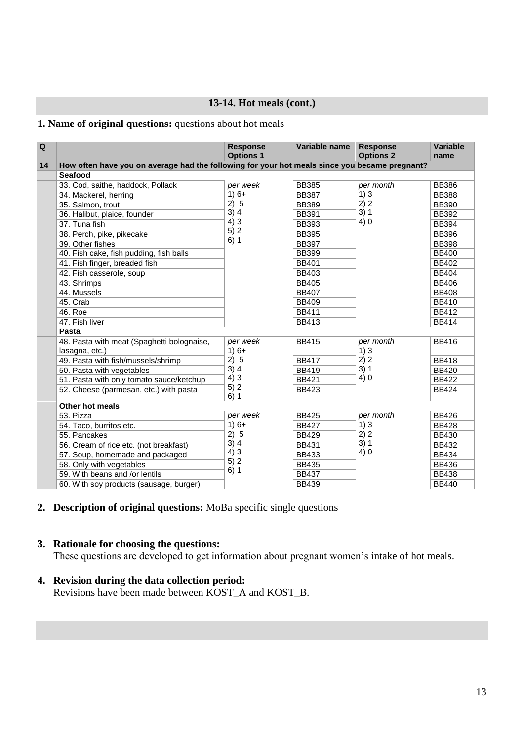## 13-14. Hot meals (cont.)

**1. Name of original questions:** questions about hot meals

| Q | | Response Options 1 | Variable name | Response Options 2 | Variable name |
|---|---|---|---|---|---|
| 14 | How often have you on average had the following for your hot meals since you became pregnant? | | | | |
| | **Seafood** | | | | |
| | 33. Cod, saithe, haddock, Pollack | *per week* | BB385 | *per month* | BB386 |
| | 34. Mackerel, herring | 1) 6+ | BB387 | 1) 3 | BB388 |
| | 35. Salmon, trout | 2) 5 | BB389 | 2) 2 | BB390 |
| | 36. Halibut, plaice, founder | 3) 4 | BB391 | 3) 1 | BB392 |
| | 37. Tuna fish | 4) 3 | BB393 | 4) 0 | BB394 |
| | 38. Perch, pike, pikecake | 5) 2 | BB395 | | BB396 |
| | 39. Other fishes | 6) 1 | BB397 | | BB398 |
| | 40. Fish cake, fish pudding, fish balls | | BB399 | | BB400 |
| | 41. Fish finger, breaded fish | | BB401 | | BB402 |
| | 42. Fish casserole, soup | | BB403 | | BB404 |
| | 43. Shrimps | | BB405 | | BB406 |
| | 44. Mussels | | BB407 | | BB408 |
| | 45. Crab | | BB409 | | BB410 |
| | 46. Roe | | BB411 | | BB412 |
| | 47. Fish liver | | BB413 | | BB414 |
| | **Pasta** | | | | |
| | 48. Pasta with meat (Spaghetti bolognaise, lasagna, etc.) | *per week* 1) 6+ | BB415 | *per month* 1) 3 | BB416 |
| | 49. Pasta with fish/mussels/shrimp | 2) 5 | BB417 | 2) 2 | BB418 |
| | 50. Pasta with vegetables | 3) 4 | BB419 | 3) 1 | BB420 |
| | 51. Pasta with only tomato sauce/ketchup | 4) 3 | BB421 | 4) 0 | BB422 |
| | 52. Cheese (parmesan, etc.) with pasta | 5) 2 6) 1 | BB423 | | BB424 |
| | **Other hot meals** | | | | |
| | 53. Pizza | *per week* | BB425 | *per month* | BB426 |
| | 54. Taco, burritos etc. | 1) 6+ | BB427 | 1) 3 | BB428 |
| | 55. Pancakes | 2) 5 | BB429 | 2) 2 | BB430 |
| | 56. Cream of rice etc. (not breakfast) | 3) 4 | BB431 | 3) 1 | BB432 |
| | 57. Soup, homemade and packaged | 4) 3 | BB433 | 4) 0 | BB434 |
| | 58. Only with vegetables | 5) 2 | BB435 | | BB436 |
| | 59. With beans and /or lentils | 6) 1 | BB437 | | BB438 |
| | 60. With soy products (sausage, burger) | | BB439 | | BB440 |

2. **Description of original questions:** MoBa specific single questions

3. **Rationale for choosing the questions:**
   These questions are developed to get information about pregnant women's intake of hot meals.

4. **Revision during the data collection period:**
   Revisions have been made between KOST_A and KOST_B.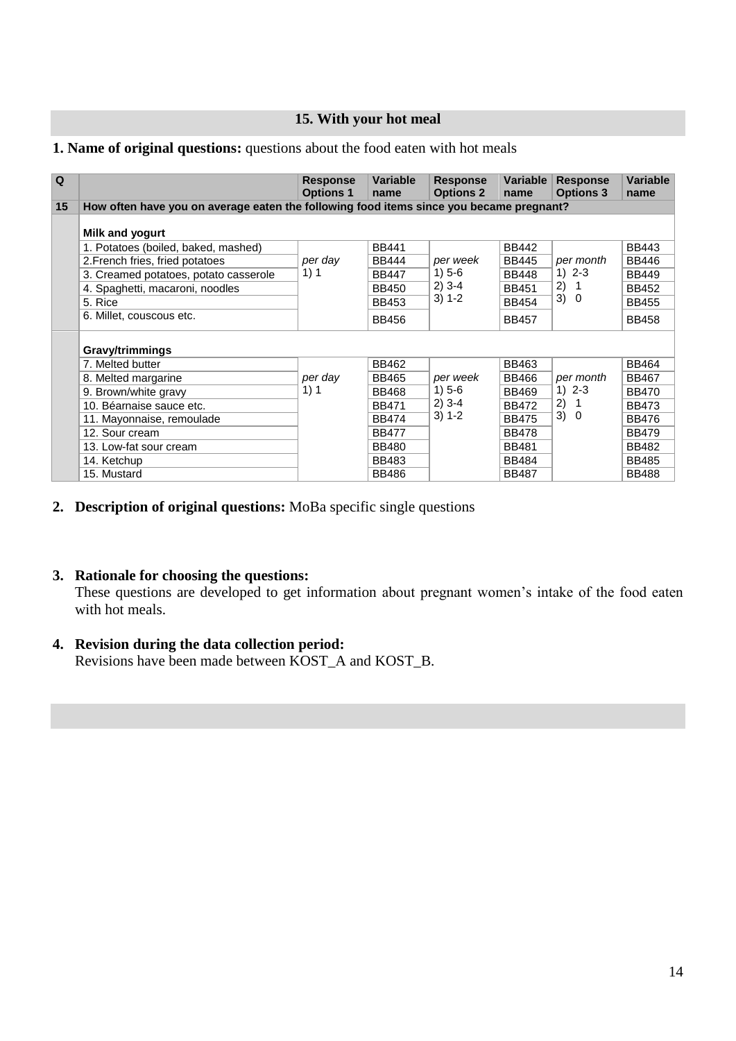## 15. With your hot meal

**1. Name of original questions:** questions about the food eaten with hot meals

| Q | | Response Options 1 | Variable name | Response Options 2 | Variable name | Response Options 3 | Variable name |
|---|---|---|---|---|---|---|---|
| **15** | **How often have you on average eaten the following food items since you became pregnant?** | | | | | | |
| | **Milk and yogurt** | | | | | | |
| | 1. Potatoes (boiled, baked, mashed) | *per day* 1) 1 | BB441 | *per week* 1) 5-6 2) 3-4 3) 1-2 | BB442 | *per month* 1) 2-3 2) 1 3) 0 | BB443 |
| | 2.French fries, fried potatoes | | BB444 | | BB445 | | BB446 |
| | 3. Creamed potatoes, potato casserole | | BB447 | | BB448 | | BB449 |
| | 4. Spaghetti, macaroni, noodles | | BB450 | | BB451 | | BB452 |
| | 5. Rice | | BB453 | | BB454 | | BB455 |
| | 6. Millet, couscous etc. | | BB456 | | BB457 | | BB458 |
| | **Gravy/trimmings** | | | | | | |
| | 7. Melted butter | *per day* 1) 1 | BB462 | *per week* 1) 5-6 2) 3-4 3) 1-2 | BB463 | *per month* 1) 2-3 2) 1 3) 0 | BB464 |
| | 8. Melted margarine | | BB465 | | BB466 | | BB467 |
| | 9. Brown/white gravy | | BB468 | | BB469 | | BB470 |
| | 10. Béarnaise sauce etc. | | BB471 | | BB472 | | BB473 |
| | 11. Mayonnaise, remoulade | | BB474 | | BB475 | | BB476 |
| | 12. Sour cream | | BB477 | | BB478 | | BB479 |
| | 13. Low-fat sour cream | | BB480 | | BB481 | | BB482 |
| | 14. Ketchup | | BB483 | | BB484 | | BB485 |
| | 15. Mustard | | BB486 | | BB487 | | BB488 |

2. **Description of original questions:** MoBa specific single questions

3. **Rationale for choosing the questions:**
   These questions are developed to get information about pregnant women's intake of the food eaten with hot meals.

4. **Revision during the data collection period:**
   Revisions have been made between KOST_A and KOST_B.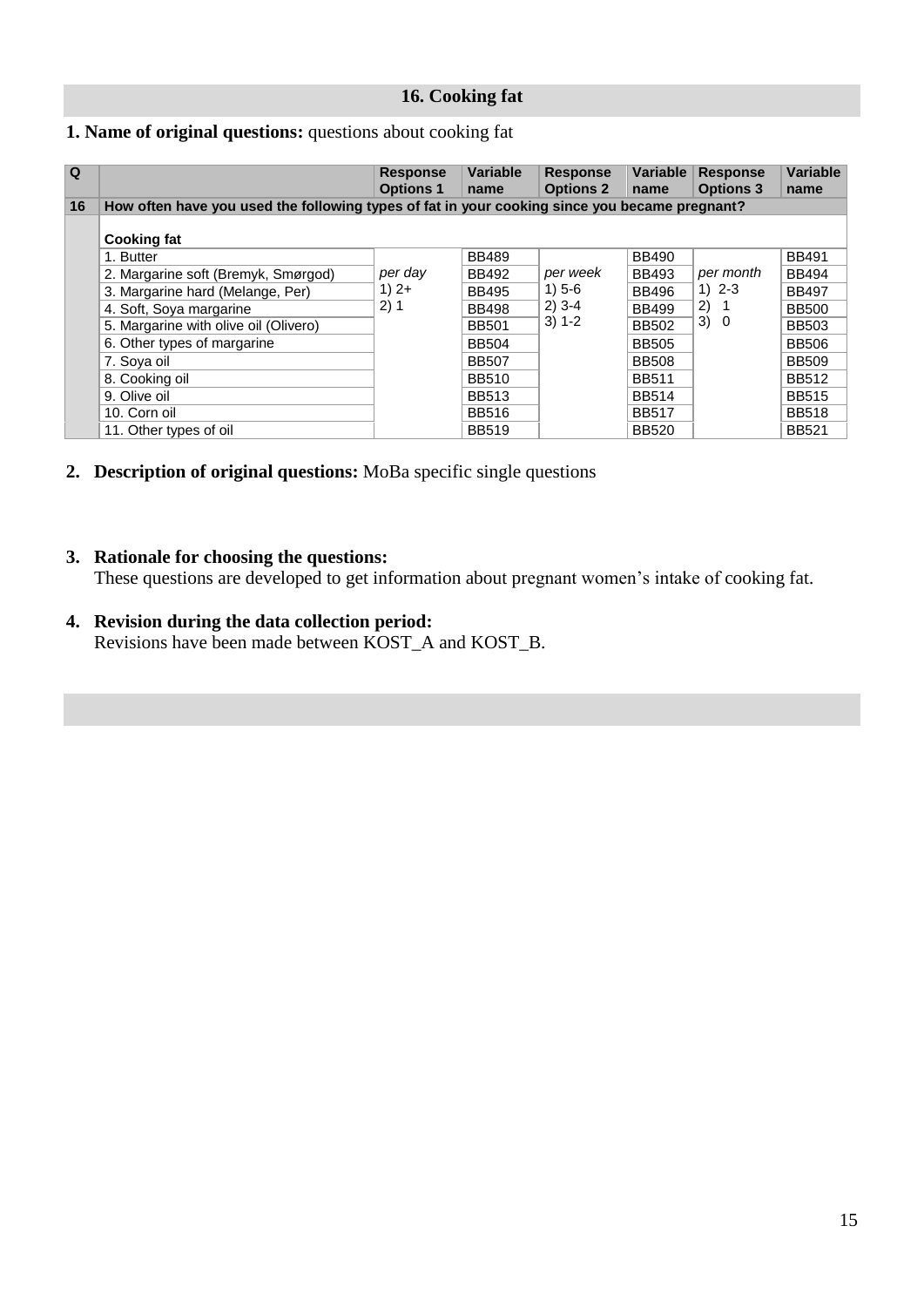## 16. Cooking fat

**1. Name of original questions:** questions about cooking fat

| Q | | Response Options 1 | Variable name | Response Options 2 | Variable name | Response Options 3 | Variable name |
|---|---|---|---|---|---|---|---|
| 16 | **How often have you used the following types of fat in your cooking since you became pregnant?** | | | | | | |
| | **Cooking fat** | | | | | | |
| | 1. Butter | *per day* 1) 2+ 2) 1 | BB489 | *per week* 1) 5-6 2) 3-4 3) 1-2 | BB490 | *per month* 1) 2-3 2) 1 3) 0 | BB491 |
| | 2. Margarine soft (Bremyk, Smørgod) | | BB492 | | BB493 | | BB494 |
| | 3. Margarine hard (Melange, Per) | | BB495 | | BB496 | | BB497 |
| | 4. Soft, Soya margarine | | BB498 | | BB499 | | BB500 |
| | 5. Margarine with olive oil (Olivero) | | BB501 | | BB502 | | BB503 |
| | 6. Other types of margarine | | BB504 | | BB505 | | BB506 |
| | 7. Soya oil | | BB507 | | BB508 | | BB509 |
| | 8. Cooking oil | | BB510 | | BB511 | | BB512 |
| | 9. Olive oil | | BB513 | | BB514 | | BB515 |
| | 10. Corn oil | | BB516 | | BB517 | | BB518 |
| | 11. Other types of oil | | BB519 | | BB520 | | BB521 |

2. **Description of original questions:** MoBa specific single questions

3. **Rationale for choosing the questions:**
   These questions are developed to get information about pregnant women's intake of cooking fat.

4. **Revision during the data collection period:**
   Revisions have been made between KOST_A and KOST_B.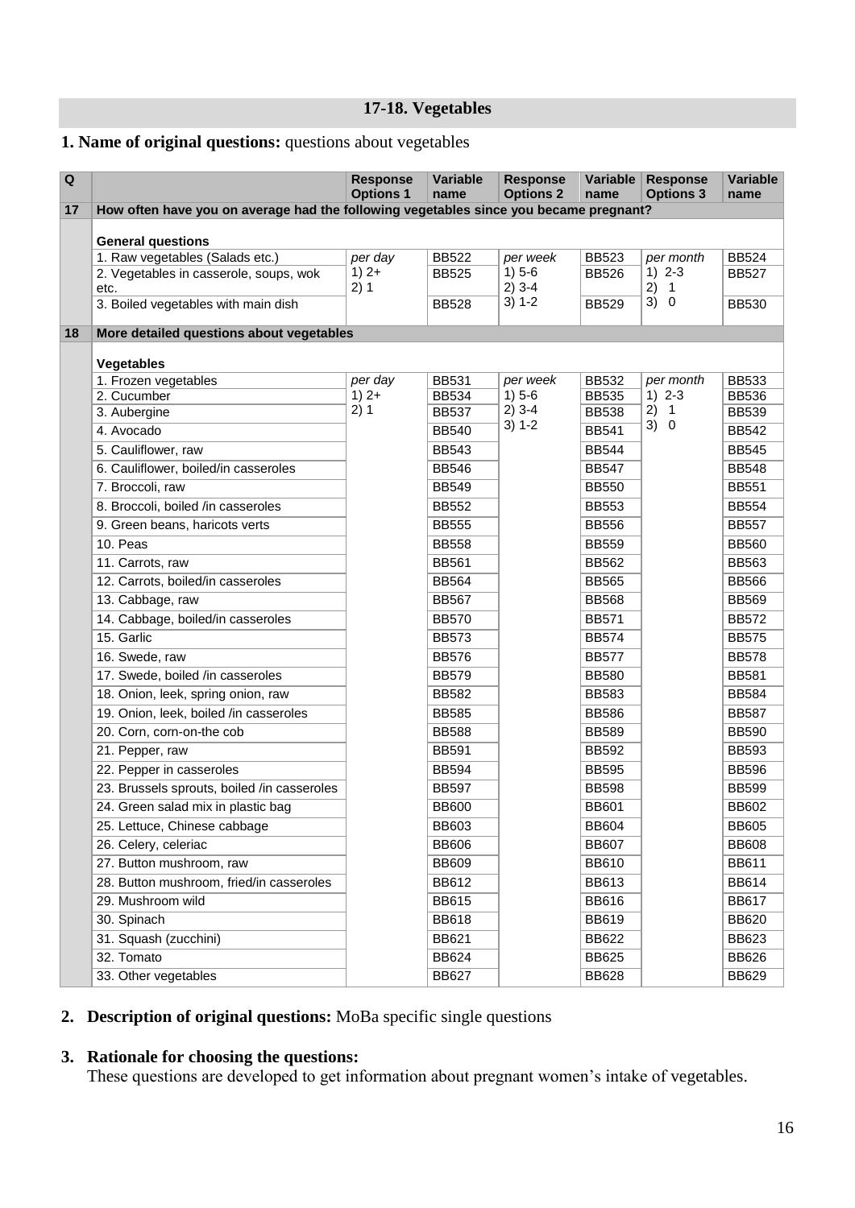## 17-18. Vegetables

**1. Name of original questions:** questions about vegetables

| Q | | Response Options 1 | Variable name | Response Options 2 | Variable name | Response Options 3 | Variable name |
|---|---|---|---|---|---|---|---|
| 17 | How often have you on average had the following vegetables since you became pregnant? | | | | | | |
| | **General questions** | | | | | | |
| | 1. Raw vegetables (Salads etc.) | *per day* | BB522 | *per week* | BB523 | *per month* | BB524 |
| | 2. Vegetables in casserole, soups, wok etc. | 1) 2+<br>2) 1 | BB525 | 1) 5-6<br>2) 3-4<br>3) 1-2 | BB526 | 1) 2-3<br>2) 1<br>3) 0 | BB527 |
| | 3. Boiled vegetables with main dish | | BB528 | | BB529 | | BB530 |
| 18 | More detailed questions about vegetables | | | | | | |
| | **Vegetables** | | | | | | |
| | 1. Frozen vegetables | *per day* | BB531 | *per week* | BB532 | *per month* | BB533 |
| | 2. Cucumber | 1) 2+<br>2) 1 | BB534 | 1) 5-6<br>2) 3-4<br>3) 1-2 | BB535 | 1) 2-3<br>2) 1<br>3) 0 | BB536 |
| | 3. Aubergine | | BB537 | | BB538 | | BB539 |
| | 4. Avocado | | BB540 | | BB541 | | BB542 |
| | 5. Cauliflower, raw | | BB543 | | BB544 | | BB545 |
| | 6. Cauliflower, boiled/in casseroles | | BB546 | | BB547 | | BB548 |
| | 7. Broccoli, raw | | BB549 | | BB550 | | BB551 |
| | 8. Broccoli, boiled /in casseroles | | BB552 | | BB553 | | BB554 |
| | 9. Green beans, haricots verts | | BB555 | | BB556 | | BB557 |
| | 10. Peas | | BB558 | | BB559 | | BB560 |
| | 11. Carrots, raw | | BB561 | | BB562 | | BB563 |
| | 12. Carrots, boiled/in casseroles | | BB564 | | BB565 | | BB566 |
| | 13. Cabbage, raw | | BB567 | | BB568 | | BB569 |
| | 14. Cabbage, boiled/in casseroles | | BB570 | | BB571 | | BB572 |
| | 15. Garlic | | BB573 | | BB574 | | BB575 |
| | 16. Swede, raw | | BB576 | | BB577 | | BB578 |
| | 17. Swede, boiled /in casseroles | | BB579 | | BB580 | | BB581 |
| | 18. Onion, leek, spring onion, raw | | BB582 | | BB583 | | BB584 |
| | 19. Onion, leek, boiled /in casseroles | | BB585 | | BB586 | | BB587 |
| | 20. Corn, corn-on-the cob | | BB588 | | BB589 | | BB590 |
| | 21. Pepper, raw | | BB591 | | BB592 | | BB593 |
| | 22. Pepper in casseroles | | BB594 | | BB595 | | BB596 |
| | 23. Brussels sprouts, boiled /in casseroles | | BB597 | | BB598 | | BB599 |
| | 24. Green salad mix in plastic bag | | BB600 | | BB601 | | BB602 |
| | 25. Lettuce, Chinese cabbage | | BB603 | | BB604 | | BB605 |
| | 26. Celery, celeriac | | BB606 | | BB607 | | BB608 |
| | 27. Button mushroom, raw | | BB609 | | BB610 | | BB611 |
| | 28. Button mushroom, fried/in casseroles | | BB612 | | BB613 | | BB614 |
| | 29. Mushroom wild | | BB615 | | BB616 | | BB617 |
| | 30. Spinach | | BB618 | | BB619 | | BB620 |
| | 31. Squash (zucchini) | | BB621 | | BB622 | | BB623 |
| | 32. Tomato | | BB624 | | BB625 | | BB626 |
| | 33. Other vegetables | | BB627 | | BB628 | | BB629 |

2. **Description of original questions:** MoBa specific single questions

3. **Rationale for choosing the questions:**
These questions are developed to get information about pregnant women's intake of vegetables.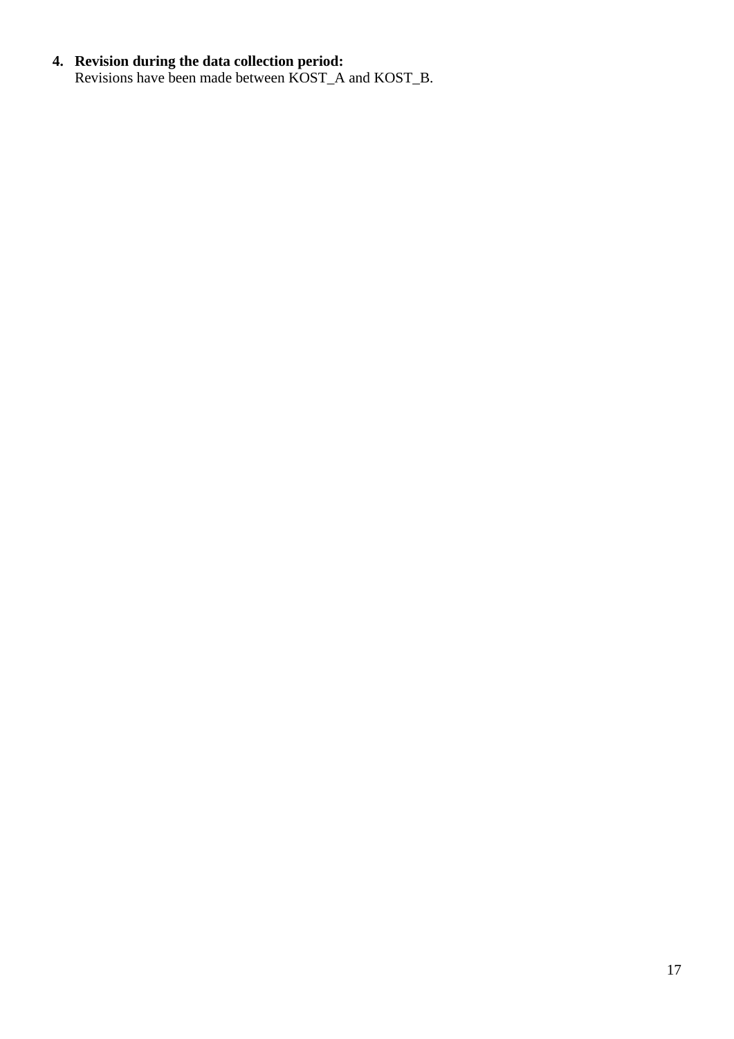4. **Revision during the data collection period:**
   Revisions have been made between KOST_A and KOST_B.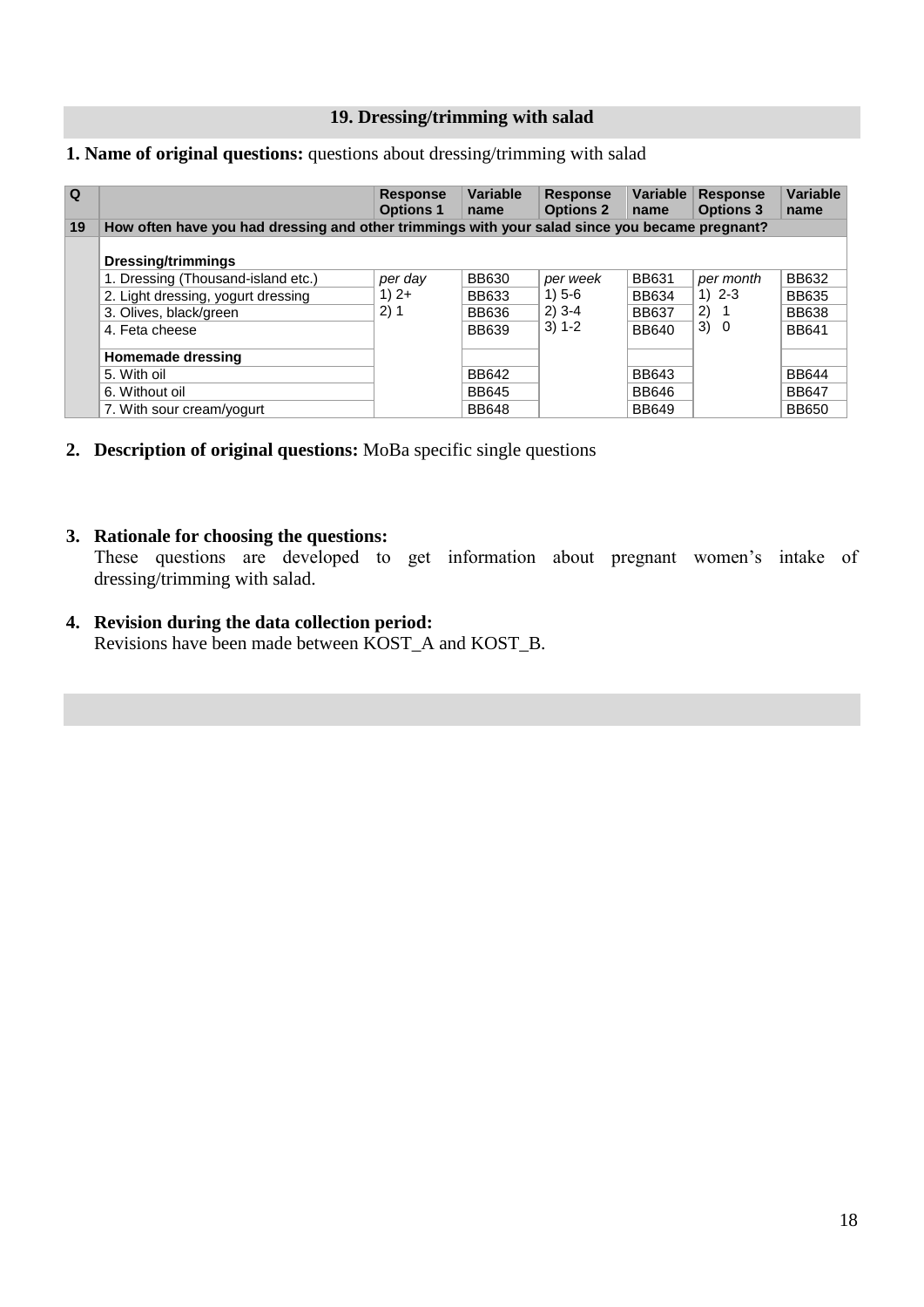## 19. Dressing/trimming with salad

**1. Name of original questions:** questions about dressing/trimming with salad

| Q | | Response Options 1 | Variable name | Response Options 2 | Variable name | Response Options 3 | Variable name |
|---|---|---|---|---|---|---|---|
| 19 | **How often have you had dressing and other trimmings with your salad since you became pregnant?** | | | | | | |
| | **Dressing/trimmings** | | | | | | |
| | 1. Dressing (Thousand-island etc.) | *per day* | BB630 | *per week* | BB631 | *per month* | BB632 |
| | 2. Light dressing, yogurt dressing | 1) 2+ | BB633 | 1) 5-6 | BB634 | 1) 2-3 | BB635 |
| | 3. Olives, black/green | 2) 1 | BB636 | 2) 3-4 | BB637 | 2) 1 | BB638 |
| | 4. Feta cheese | | BB639 | 3) 1-2 | BB640 | 3) 0 | BB641 |
| | **Homemade dressing** | | | | | | |
| | 5. With oil | | BB642 | | BB643 | | BB644 |
| | 6. Without oil | | BB645 | | BB646 | | BB647 |
| | 7. With sour cream/yogurt | | BB648 | | BB649 | | BB650 |

**2. Description of original questions:** MoBa specific single questions

**3. Rationale for choosing the questions:**
These questions are developed to get information about pregnant women's intake of dressing/trimming with salad.

**4. Revision during the data collection period:**
Revisions have been made between KOST_A and KOST_B.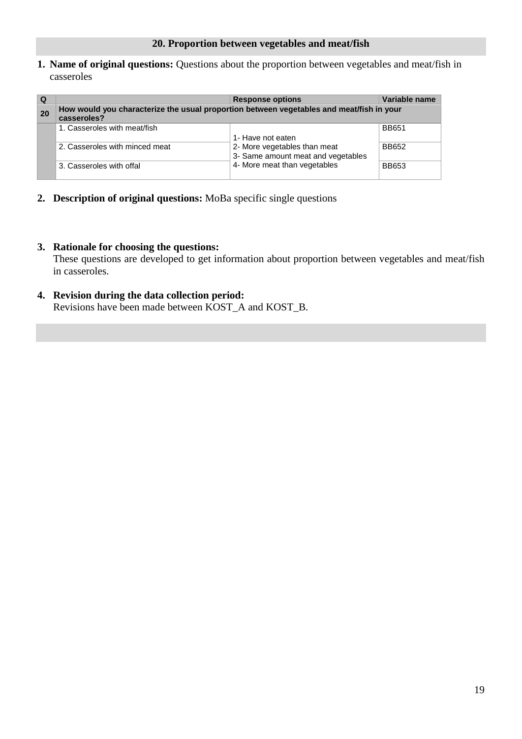## 20. Proportion between vegetables and meat/fish

1. **Name of original questions:** Questions about the proportion between vegetables and meat/fish in casseroles

| Q | | Response options | Variable name |
|---|---|---|---|
| **20** | **How would you characterize the usual proportion between vegetables and meat/fish in your casseroles?** | | |
| | 1. Casseroles with meat/fish | 1- Have not eaten<br>2- More vegetables than meat<br>3- Same amount meat and vegetables<br>4- More meat than vegetables | BB651 |
| | 2. Casseroles with minced meat | | BB652 |
| | 3. Casseroles with offal | | BB653 |

2. **Description of original questions:** MoBa specific single questions

3. **Rationale for choosing the questions:**
   These questions are developed to get information about proportion between vegetables and meat/fish in casseroles.

4. **Revision during the data collection period:**
   Revisions have been made between KOST_A and KOST_B.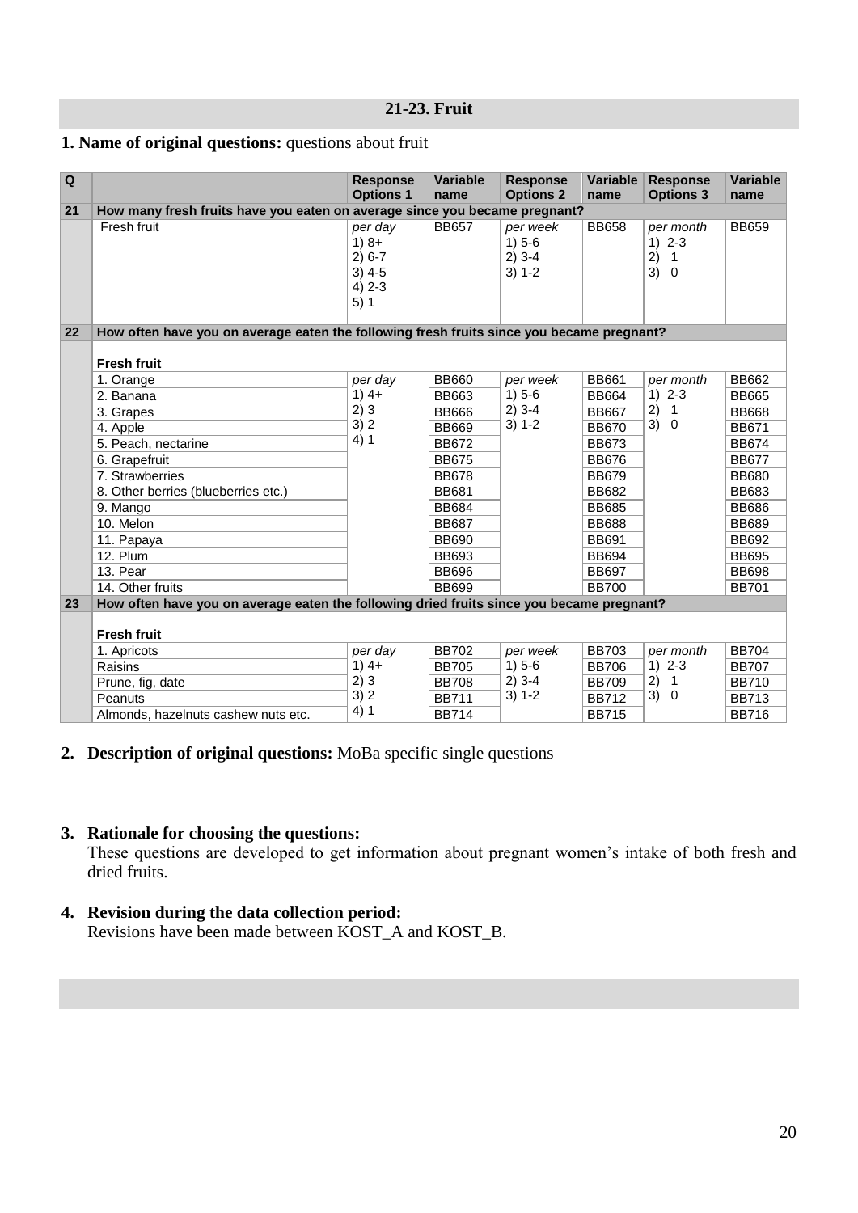## 21-23. Fruit

**1. Name of original questions:** questions about fruit

| Q | | Response Options 1 | Variable name | Response Options 2 | Variable name | Response Options 3 | Variable name |
|---|---|---|---|---|---|---|---|
| **21** | **How many fresh fruits have you eaten on average since you became pregnant?** | | | | | | |
| | Fresh fruit | *per day*<br>1) 8+<br>2) 6-7<br>3) 4-5<br>4) 2-3<br>5) 1 | BB657 | *per week*<br>1) 5-6<br>2) 3-4<br>3) 1-2 | BB658 | *per month*<br>1) 2-3<br>2) 1<br>3) 0 | BB659 |
| **22** | **How often have you on average eaten the following fresh fruits since you became pregnant?** | | | | | | |
| | **Fresh fruit** | | | | | | |
| | 1. Orange | *per day*<br>1) 4+<br>2) 3<br>3) 2<br>4) 1 | BB660 | *per week*<br>1) 5-6<br>2) 3-4<br>3) 1-2 | BB661 | *per month*<br>1) 2-3<br>2) 1<br>3) 0 | BB662 |
| | 2. Banana | | BB663 | | BB664 | | BB665 |
| | 3. Grapes | | BB666 | | BB667 | | BB668 |
| | 4. Apple | | BB669 | | BB670 | | BB671 |
| | 5. Peach, nectarine | | BB672 | | BB673 | | BB674 |
| | 6. Grapefruit | | BB675 | | BB676 | | BB677 |
| | 7. Strawberries | | BB678 | | BB679 | | BB680 |
| | 8. Other berries (blueberries etc.) | | BB681 | | BB682 | | BB683 |
| | 9. Mango | | BB684 | | BB685 | | BB686 |
| | 10. Melon | | BB687 | | BB688 | | BB689 |
| | 11. Papaya | | BB690 | | BB691 | | BB692 |
| | 12. Plum | | BB693 | | BB694 | | BB695 |
| | 13. Pear | | BB696 | | BB697 | | BB698 |
| | 14. Other fruits | | BB699 | | BB700 | | BB701 |
| **23** | **How often have you on average eaten the following dried fruits since you became pregnant?** | | | | | | |
| | **Fresh fruit** | | | | | | |
| | 1. Apricots | *per day*<br>1) 4+<br>2) 3<br>3) 2<br>4) 1 | BB702 | *per week*<br>1) 5-6<br>2) 3-4<br>3) 1-2 | BB703 | *per month*<br>1) 2-3<br>2) 1<br>3) 0 | BB704 |
| | Raisins | | BB705 | | BB706 | | BB707 |
| | Prune, fig, date | | BB708 | | BB709 | | BB710 |
| | Peanuts | | BB711 | | BB712 | | BB713 |
| | Almonds, hazelnuts cashew nuts etc. | | BB714 | | BB715 | | BB716 |

2. **Description of original questions:** MoBa specific single questions

3. **Rationale for choosing the questions:**
   These questions are developed to get information about pregnant women's intake of both fresh and dried fruits.

4. **Revision during the data collection period:**
   Revisions have been made between KOST_A and KOST_B.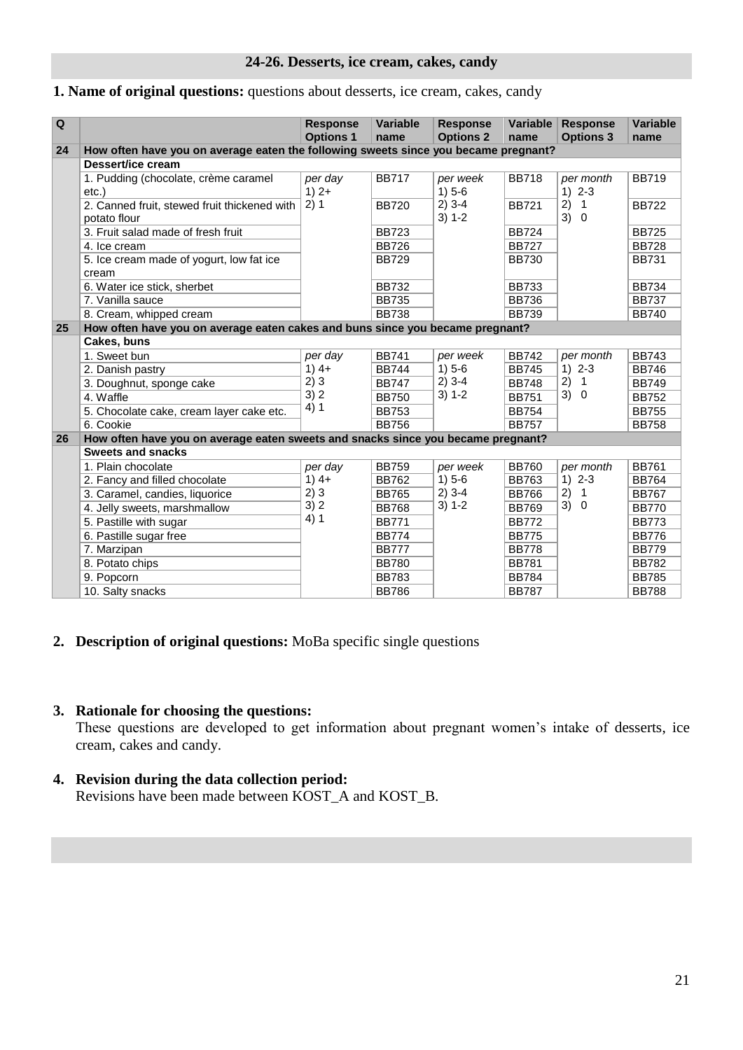## 24-26. Desserts, ice cream, cakes, candy

**1. Name of original questions:** questions about desserts, ice cream, cakes, candy

| Q | | Response Options 1 | Variable name | Response Options 2 | Variable name | Response Options 3 | Variable name |
|---|---|---|---|---|---|---|---|
| **24** | **How often have you on average eaten the following sweets since you became pregnant?** | | | | | | |
| | **Dessert/ice cream** | | | | | | |
| | 1. Pudding (chocolate, crème caramel etc.) | *per day* 1) 2+ 2) 1 | BB717 | *per week* 1) 5-6 2) 3-4 3) 1-2 | BB718 | *per month* 1) 2-3 2) 1 3) 0 | BB719 |
| | 2. Canned fruit, stewed fruit thickened with potato flour | | BB720 | | BB721 | | BB722 |
| | 3. Fruit salad made of fresh fruit | | BB723 | | BB724 | | BB725 |
| | 4. Ice cream | | BB726 | | BB727 | | BB728 |
| | 5. Ice cream made of yogurt, low fat ice cream | | BB729 | | BB730 | | BB731 |
| | 6. Water ice stick, sherbet | | BB732 | | BB733 | | BB734 |
| | 7. Vanilla sauce | | BB735 | | BB736 | | BB737 |
| | 8. Cream, whipped cream | | BB738 | | BB739 | | BB740 |
| **25** | **How often have you on average eaten cakes and buns since you became pregnant?** | | | | | | |
| | **Cakes, buns** | | | | | | |
| | 1. Sweet bun | *per day* 1) 4+ 2) 3 3) 2 4) 1 | BB741 | *per week* 1) 5-6 2) 3-4 3) 1-2 | BB742 | *per month* 1) 2-3 2) 1 3) 0 | BB743 |
| | 2. Danish pastry | | BB744 | | BB745 | | BB746 |
| | 3. Doughnut, sponge cake | | BB747 | | BB748 | | BB749 |
| | 4. Waffle | | BB750 | | BB751 | | BB752 |
| | 5. Chocolate cake, cream layer cake etc. | | BB753 | | BB754 | | BB755 |
| | 6. Cookie | | BB756 | | BB757 | | BB758 |
| **26** | **How often have you on average eaten sweets and snacks since you became pregnant?** | | | | | | |
| | **Sweets and snacks** | | | | | | |
| | 1. Plain chocolate | *per day* 1) 4+ 2) 3 3) 2 4) 1 | BB759 | *per week* 1) 5-6 2) 3-4 3) 1-2 | BB760 | *per month* 1) 2-3 2) 1 3) 0 | BB761 |
| | 2. Fancy and filled chocolate | | BB762 | | BB763 | | BB764 |
| | 3. Caramel, candies, liquorice | | BB765 | | BB766 | | BB767 |
| | 4. Jelly sweets, marshmallow | | BB768 | | BB769 | | BB770 |
| | 5. Pastille with sugar | | BB771 | | BB772 | | BB773 |
| | 6. Pastille sugar free | | BB774 | | BB775 | | BB776 |
| | 7. Marzipan | | BB777 | | BB778 | | BB779 |
| | 8. Potato chips | | BB780 | | BB781 | | BB782 |
| | 9. Popcorn | | BB783 | | BB784 | | BB785 |
| | 10. Salty snacks | | BB786 | | BB787 | | BB788 |

2. **Description of original questions:** MoBa specific single questions

3. **Rationale for choosing the questions:**
   These questions are developed to get information about pregnant women's intake of desserts, ice cream, cakes and candy.

4. **Revision during the data collection period:**
   Revisions have been made between KOST_A and KOST_B.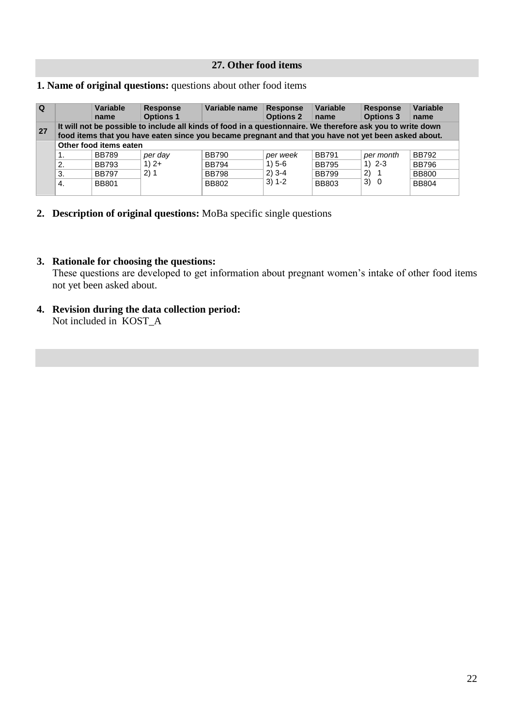## 27. Other food items

**1. Name of original questions:** questions about other food items

| Q | | Variable name | Response Options 1 | Variable name | Response Options 2 | Variable name | Response Options 3 | Variable name |
|---|---|---|---|---|---|---|---|---|
| 27 | It will not be possible to include all kinds of food in a questionnaire. We therefore ask you to write down food items that you have eaten since you became pregnant and that you have not yet been asked about. | | | | | | | |
| | Other food items eaten | | | | | | | |
| | 1. | BB789 | *per day* | BB790 | *per week* | BB791 | *per month* | BB792 |
| | 2. | BB793 | 1) 2+ | BB794 | 1) 5-6 | BB795 | 1) 2-3 | BB796 |
| | 3. | BB797 | 2) 1 | BB798 | 2) 3-4 | BB799 | 2) 1 | BB800 |
| | 4. | BB801 | | BB802 | 3) 1-2 | BB803 | 3) 0 | BB804 |

2. **Description of original questions:** MoBa specific single questions

3. **Rationale for choosing the questions:**
   These questions are developed to get information about pregnant women's intake of other food items not yet been asked about.

4. **Revision during the data collection period:**
   Not included in KOST_A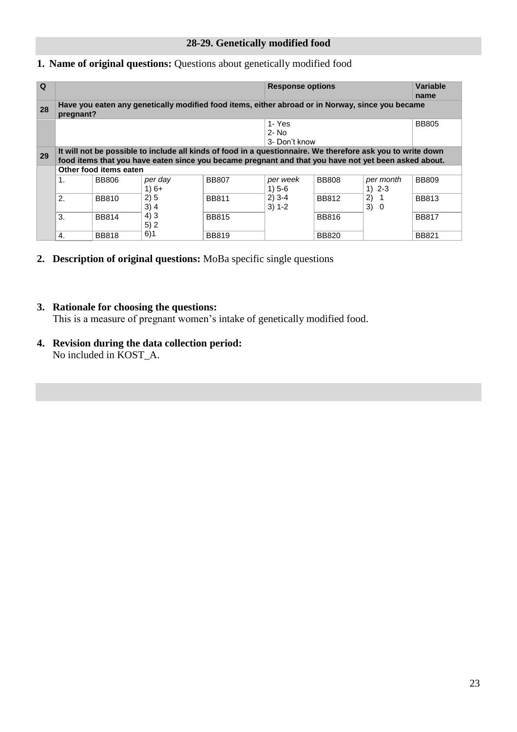## 28-29. Genetically modified food

**1. Name of original questions:** Questions about genetically modified food

| Q | | | | | Response options | | | Variable name |
|---|---|---|---|---|---|---|---|---|
| 28 | **Have you eaten any genetically modified food items, either abroad or in Norway, since you became pregnant?** | | | | | | | |
| | | | | | 1- Yes<br>2- No<br>3- Don't know | | | BB805 |
| 29 | **It will not be possible to include all kinds of food in a questionnaire. We therefore ask you to write down food items that you have eaten since you became pregnant and that you have not yet been asked about.** | | | | | | | |
| | **Other food items eaten** | | | | | | | |
| | 1. | BB806 | *per day*<br>1) 6+<br>2) 5<br>3) 4<br>4) 3<br>5) 2<br>6)1 | BB807 | *per week*<br>1) 5-6<br>2) 3-4<br>3) 1-2 | BB808 | *per month*<br>1) 2-3<br>2) 1<br>3) 0 | BB809 |
| | 2. | BB810 | | BB811 | | BB812 | | BB813 |
| | 3. | BB814 | | BB815 | | BB816 | | BB817 |
| | 4. | BB818 | | BB819 | | BB820 | | BB821 |

**2. Description of original questions:** MoBa specific single questions

**3. Rationale for choosing the questions:**
This is a measure of pregnant women's intake of genetically modified food.

**4. Revision during the data collection period:**
No included in KOST_A.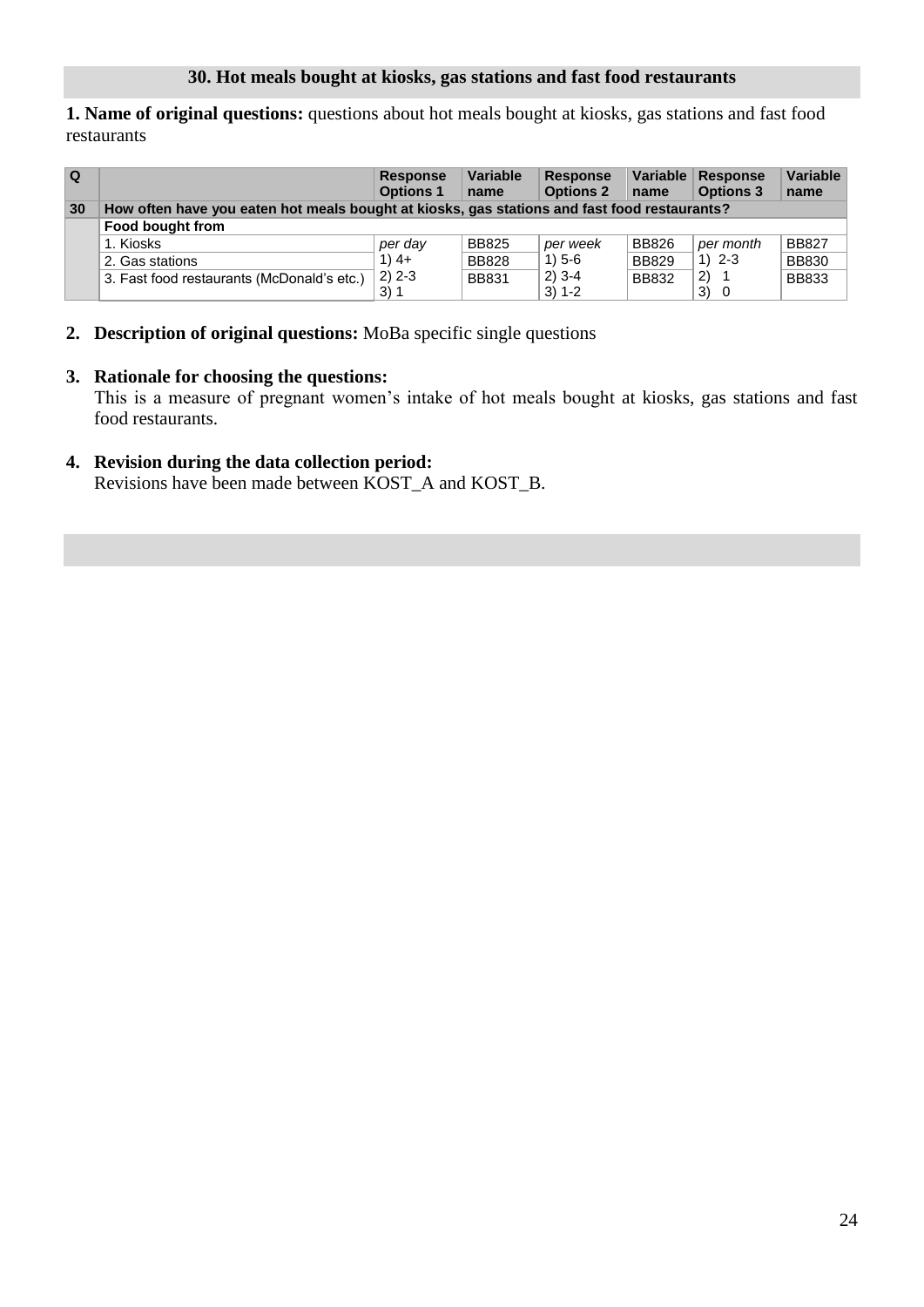## 30. Hot meals bought at kiosks, gas stations and fast food restaurants

**1. Name of original questions:** questions about hot meals bought at kiosks, gas stations and fast food restaurants

| Q | | Response Options 1 | Variable name | Response Options 2 | Variable name | Response Options 3 | Variable name |
|---|---|---|---|---|---|---|---|
| **30** | **How often have you eaten hot meals bought at kiosks, gas stations and fast food restaurants?** | | | | | | |
| | **Food bought from** | | | | | | |
| | 1. Kiosks | *per day* | BB825 | *per week* | BB826 | *per month* | BB827 |
| | 2. Gas stations | 1) 4+ | BB828 | 1) 5-6 | BB829 | 1) 2-3 | BB830 |
| | 3. Fast food restaurants (McDonald's etc.) | 2) 2-3<br>3) 1 | BB831 | 2) 3-4<br>3) 1-2 | BB832 | 2) 1<br>3) 0 | BB833 |

2. **Description of original questions:** MoBa specific single questions

3. **Rationale for choosing the questions:**
   This is a measure of pregnant women's intake of hot meals bought at kiosks, gas stations and fast food restaurants.

4. **Revision during the data collection period:**
   Revisions have been made between KOST_A and KOST_B.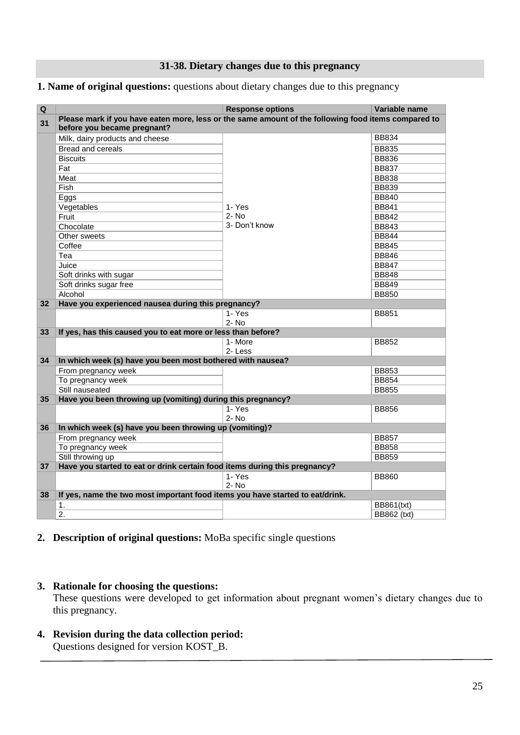## 31-38. Dietary changes due to this pregnancy

**1. Name of original questions:** questions about dietary changes due to this pregnancy

| Q | | Response options | Variable name |
|---|---|---|---|
| **31** | **Please mark if you have eaten more, less or the same amount of the following food items compared to before you became pregnant?** | | |
| | Milk, dairy products and cheese | 1- Yes<br>2- No<br>3- Don't know | BB834 |
| | Bread and cereals | | BB835 |
| | Biscuits | | BB836 |
| | Fat | | BB837 |
| | Meat | | BB838 |
| | Fish | | BB839 |
| | Eggs | | BB840 |
| | Vegetables | | BB841 |
| | Fruit | | BB842 |
| | Chocolate | | BB843 |
| | Other sweets | | BB844 |
| | Coffee | | BB845 |
| | Tea | | BB846 |
| | Juice | | BB847 |
| | Soft drinks with sugar | | BB848 |
| | Soft drinks sugar free | | BB849 |
| | Alcohol | | BB850 |
| **32** | **Have you experienced nausea during this pregnancy?** | | |
| | | 1- Yes<br>2- No | BB851 |
| **33** | **If yes, has this caused you to eat more or less than before?** | | |
| | | 1- More<br>2- Less | BB852 |
| **34** | **In which week (s) have you been most bothered with nausea?** | | |
| | From pregnancy week | | BB853 |
| | To pregnancy week | | BB854 |
| | Still nauseated | | BB855 |
| **35** | **Have you been throwing up (vomiting) during this pregnancy?** | | |
| | | 1- Yes<br>2- No | BB856 |
| **36** | **In which week (s) have you been throwing up (vomiting)?** | | |
| | From pregnancy week | | BB857 |
| | To pregnancy week | | BB858 |
| | Still throwing up | | BB859 |
| **37** | **Have you started to eat or drink certain food items during this pregnancy?** | | |
| | | 1- Yes<br>2- No | BB860 |
| **38** | **If yes, name the two most important food items you have started to eat/drink.** | | |
| | 1. | | BB861(txt) |
| | 2. | | BB862 (txt) |

2. **Description of original questions:** MoBa specific single questions

3. **Rationale for choosing the questions:**
   These questions were developed to get information about pregnant women's dietary changes due to this pregnancy.

4. **Revision during the data collection period:**
   Questions designed for version KOST_B.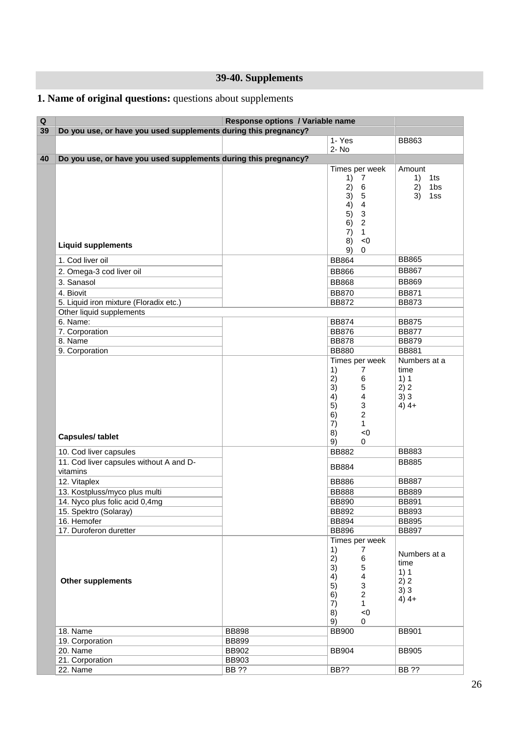## 39-40. Supplements

**1. Name of original questions:** questions about supplements

| Q | Response options / Variable name | | | |
|---|---|---|---|---|
| 39 | **Do you use, or have you used supplements during this pregnancy?** | | | |
| | | | 1- Yes<br>2- No | BB863 |
| 40 | **Do you use, or have you used supplements during this pregnancy?** | | | |
| | **Liquid supplements** | | Times per week<br>1) 7<br>2) 6<br>3) 5<br>4) 4<br>5) 3<br>6) 2<br>7) 1<br>8) <0<br>9) 0 | Amount<br>1) 1ts<br>2) 1bs<br>3) 1ss |
| | 1. Cod liver oil | | BB864 | BB865 |
| | 2. Omega-3 cod liver oil | | BB866 | BB867 |
| | 3. Sanasol | | BB868 | BB869 |
| | 4. Biovit | | BB870 | BB871 |
| | 5. Liquid iron mixture (Floradix etc.) | | BB872 | BB873 |
| | Other liquid supplements | | | |
| | 6. Name: | | BB874 | BB875 |
| | 7. Corporation | | BB876 | BB877 |
| | 8. Name | | BB878 | BB879 |
| | 9. Corporation | | BB880 | BB881 |
| | **Capsules/ tablet** | | Times per week<br>1) 7<br>2) 6<br>3) 5<br>4) 4<br>5) 3<br>6) 2<br>7) 1<br>8) <0<br>9) 0 | Numbers at a time<br>1) 1<br>2) 2<br>3) 3<br>4) 4+ |
| | 10. Cod liver capsules | | BB882 | BB883 |
| | 11. Cod liver capsules without A and D-vitamins | | BB884 | BB885 |
| | 12. Vitaplex | | BB886 | BB887 |
| | 13. Kostpluss/myco plus multi | | BB888 | BB889 |
| | 14. Nyco plus folic acid 0,4mg | | BB890 | BB891 |
| | 15. Spektro (Solaray) | | BB892 | BB893 |
| | 16. Hemofer | | BB894 | BB895 |
| | 17. Duroferon duretter | | BB896 | BB897 |
| | **Other supplements** | | Times per week<br>1) 7<br>2) 6<br>3) 5<br>4) 4<br>5) 3<br>6) 2<br>7) 1<br>8) <0<br>9) 0 | Numbers at a time<br>1) 1<br>2) 2<br>3) 3<br>4) 4+ |
| | 18. Name | BB898 | BB900 | BB901 |
| | 19. Corporation | BB899 | | |
| | 20. Name | BB902 | BB904 | BB905 |
| | 21. Corporation | BB903 | | |
| | 22. Name | BB ?? | BB?? | BB ?? |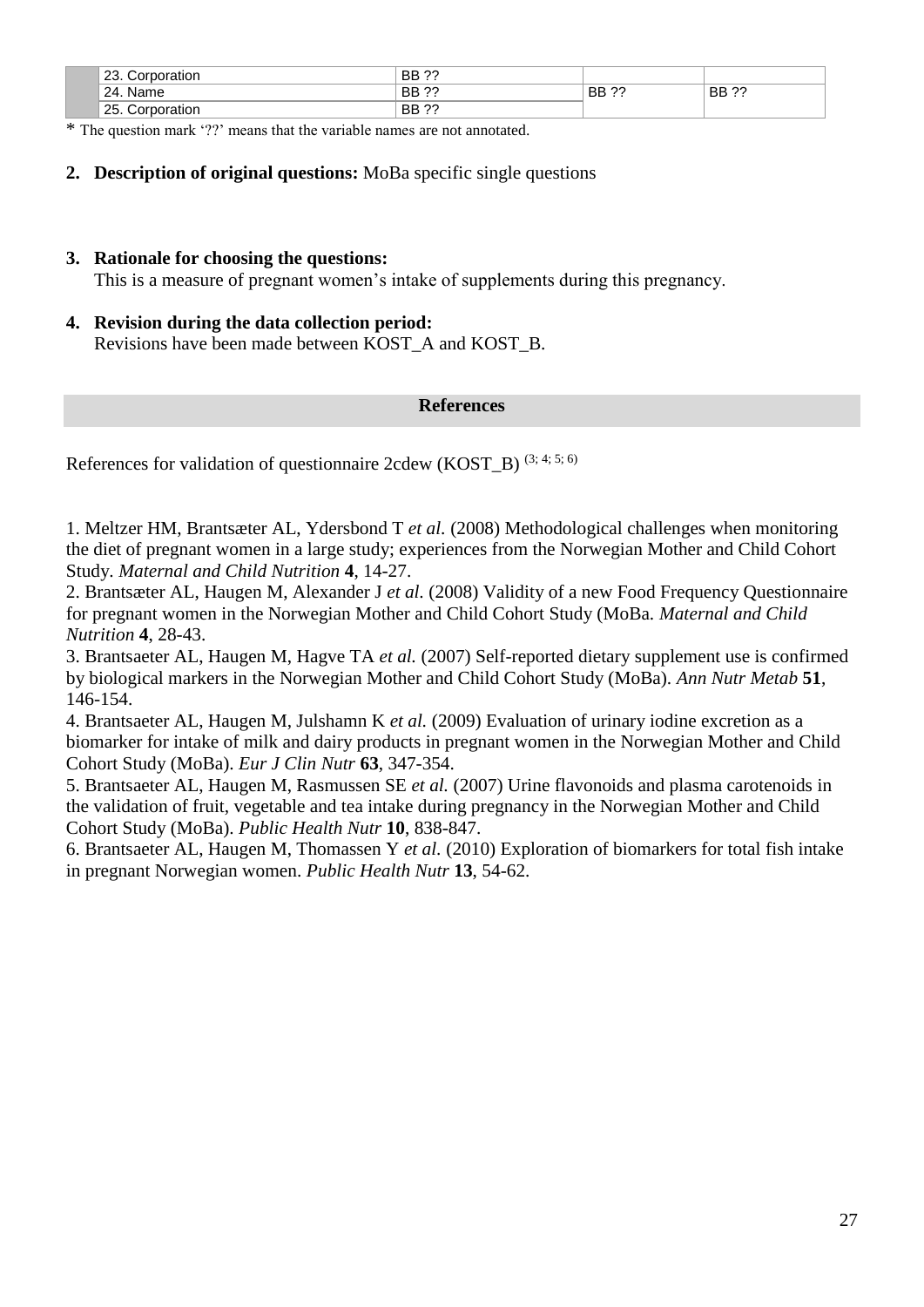| | | | | |
|---|---|---|---|---|
| | 23. Corporation | BB ?? | | |
| | 24. Name | BB ?? | BB ?? | BB ?? |
| | 25. Corporation | BB ?? | | |

* The question mark '??' means that the variable names are not annotated.

**2. Description of original questions:** MoBa specific single questions

**3. Rationale for choosing the questions:**
This is a measure of pregnant women's intake of supplements during this pregnancy.

**4. Revision during the data collection period:**
Revisions have been made between KOST_A and KOST_B.

## References

References for validation of questionnaire 2cdew (KOST_B) [3; 4; 5; 6]

1. Meltzer HM, Brantsæter AL, Ydersbond T *et al.* (2008) Methodological challenges when monitoring the diet of pregnant women in a large study; experiences from the Norwegian Mother and Child Cohort Study. *Maternal and Child Nutrition* **4**, 14-27.
2. Brantsæter AL, Haugen M, Alexander J *et al.* (2008) Validity of a new Food Frequency Questionnaire for pregnant women in the Norwegian Mother and Child Cohort Study (MoBa. *Maternal and Child Nutrition* **4**, 28-43.
3. Brantsaeter AL, Haugen M, Hagve TA *et al.* (2007) Self-reported dietary supplement use is confirmed by biological markers in the Norwegian Mother and Child Cohort Study (MoBa). *Ann Nutr Metab* **51**, 146-154.
4. Brantsaeter AL, Haugen M, Julshamn K *et al.* (2009) Evaluation of urinary iodine excretion as a biomarker for intake of milk and dairy products in pregnant women in the Norwegian Mother and Child Cohort Study (MoBa). *Eur J Clin Nutr* **63**, 347-354.
5. Brantsaeter AL, Haugen M, Rasmussen SE *et al.* (2007) Urine flavonoids and plasma carotenoids in the validation of fruit, vegetable and tea intake during pregnancy in the Norwegian Mother and Child Cohort Study (MoBa). *Public Health Nutr* **10**, 838-847.
6. Brantsaeter AL, Haugen M, Thomassen Y *et al.* (2010) Exploration of biomarkers for total fish intake in pregnant Norwegian women. *Public Health Nutr* **13**, 54-62.